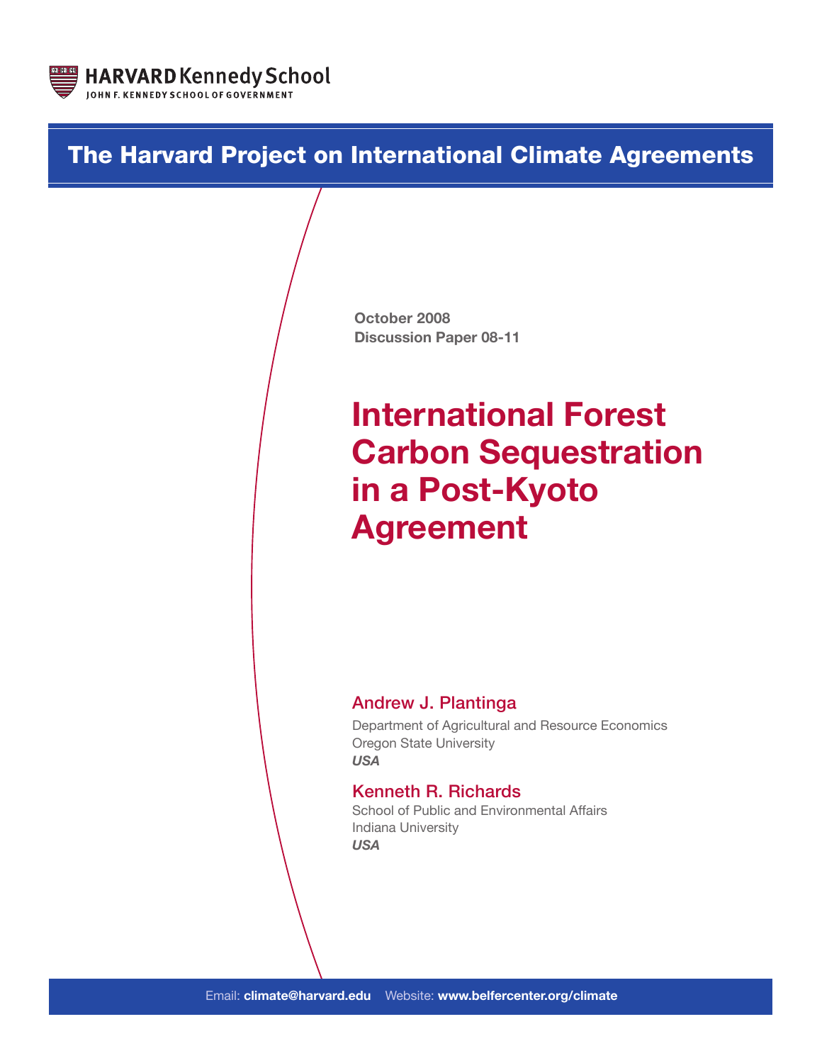HARVARD Kennedy School
JOHN F. KENNEDY SCHOOL OF GOVERNMENT

**The Harvard Project on International Climate Agreements**

**October 2008**
**Discussion Paper 08-11**

# International Forest Carbon Sequestration in a Post-Kyoto Agreement

## Andrew J. Plantinga

Department of Agricultural and Resource Economics
Oregon State University
***USA***

## Kenneth R. Richards

School of Public and Environmental Affairs
Indiana University
***USA***

Email: **climate@harvard.edu** Website: **www.belfercenter.org/climate**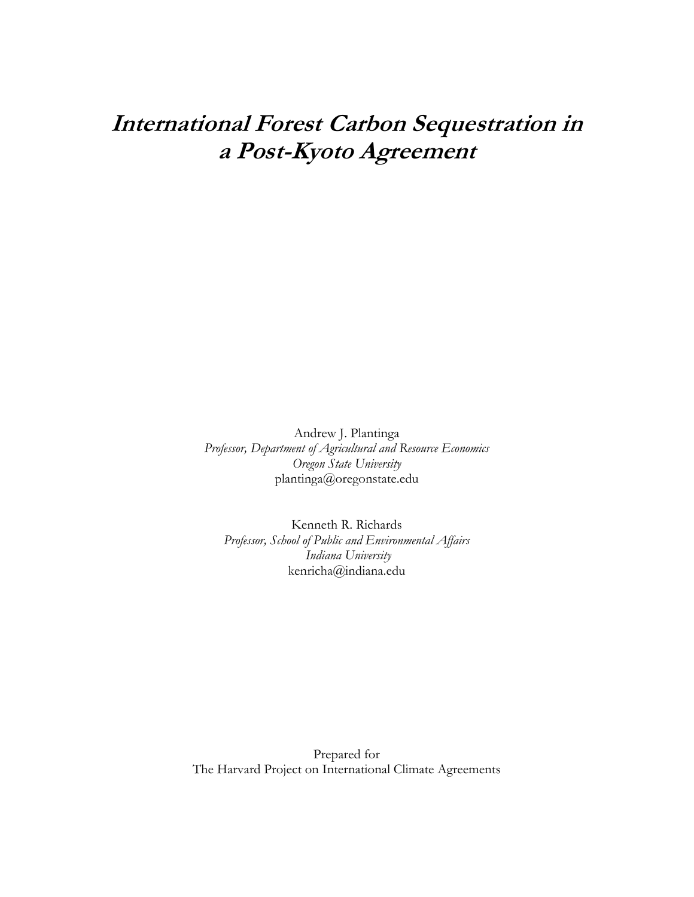# *International Forest Carbon Sequestration in a Post-Kyoto Agreement*

Andrew J. Plantinga  
*Professor, Department of Agricultural and Resource Economics*  
*Oregon State University*  
plantinga@oregonstate.edu

Kenneth R. Richards  
*Professor, School of Public and Environmental Affairs*  
*Indiana University*  
kenricha@indiana.edu

Prepared for  
The Harvard Project on International Climate Agreements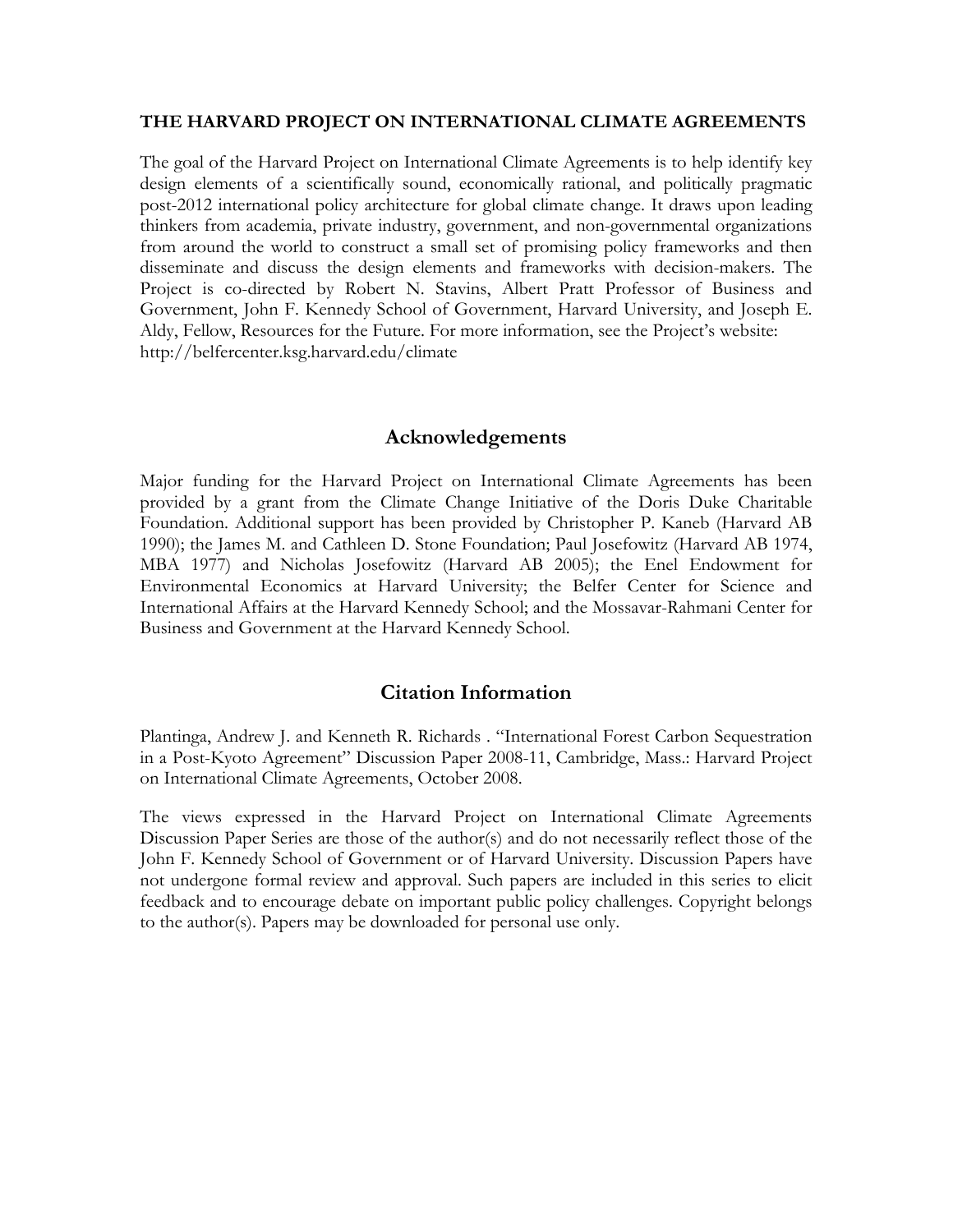**THE HARVARD PROJECT ON INTERNATIONAL CLIMATE AGREEMENTS**

The goal of the Harvard Project on International Climate Agreements is to help identify key design elements of a scientifically sound, economically rational, and politically pragmatic post-2012 international policy architecture for global climate change. It draws upon leading thinkers from academia, private industry, government, and non-governmental organizations from around the world to construct a small set of promising policy frameworks and then disseminate and discuss the design elements and frameworks with decision-makers. The Project is co-directed by Robert N. Stavins, Albert Pratt Professor of Business and Government, John F. Kennedy School of Government, Harvard University, and Joseph E. Aldy, Fellow, Resources for the Future. For more information, see the Project's website: http://belfercenter.ksg.harvard.edu/climate

## Acknowledgements

Major funding for the Harvard Project on International Climate Agreements has been provided by a grant from the Climate Change Initiative of the Doris Duke Charitable Foundation. Additional support has been provided by Christopher P. Kaneb (Harvard AB 1990); the James M. and Cathleen D. Stone Foundation; Paul Josefowitz (Harvard AB 1974, MBA 1977) and Nicholas Josefowitz (Harvard AB 2005); the Enel Endowment for Environmental Economics at Harvard University; the Belfer Center for Science and International Affairs at the Harvard Kennedy School; and the Mossavar-Rahmani Center for Business and Government at the Harvard Kennedy School.

## Citation Information

Plantinga, Andrew J. and Kenneth R. Richards . "International Forest Carbon Sequestration in a Post-Kyoto Agreement" Discussion Paper 2008-11, Cambridge, Mass.: Harvard Project on International Climate Agreements, October 2008.

The views expressed in the Harvard Project on International Climate Agreements Discussion Paper Series are those of the author(s) and do not necessarily reflect those of the John F. Kennedy School of Government or of Harvard University. Discussion Papers have not undergone formal review and approval. Such papers are included in this series to elicit feedback and to encourage debate on important public policy challenges. Copyright belongs to the author(s). Papers may be downloaded for personal use only.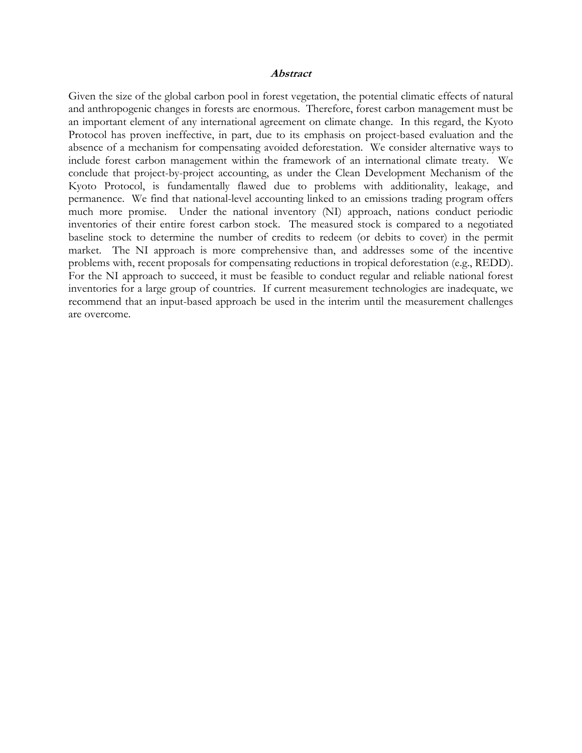## ***Abstract***

Given the size of the global carbon pool in forest vegetation, the potential climatic effects of natural and anthropogenic changes in forests are enormous. Therefore, forest carbon management must be an important element of any international agreement on climate change. In this regard, the Kyoto Protocol has proven ineffective, in part, due to its emphasis on project-based evaluation and the absence of a mechanism for compensating avoided deforestation. We consider alternative ways to include forest carbon management within the framework of an international climate treaty. We conclude that project-by-project accounting, as under the Clean Development Mechanism of the Kyoto Protocol, is fundamentally flawed due to problems with additionality, leakage, and permanence. We find that national-level accounting linked to an emissions trading program offers much more promise. Under the national inventory (NI) approach, nations conduct periodic inventories of their entire forest carbon stock. The measured stock is compared to a negotiated baseline stock to determine the number of credits to redeem (or debits to cover) in the permit market. The NI approach is more comprehensive than, and addresses some of the incentive problems with, recent proposals for compensating reductions in tropical deforestation (e.g., REDD). For the NI approach to succeed, it must be feasible to conduct regular and reliable national forest inventories for a large group of countries. If current measurement technologies are inadequate, we recommend that an input-based approach be used in the interim until the measurement challenges are overcome.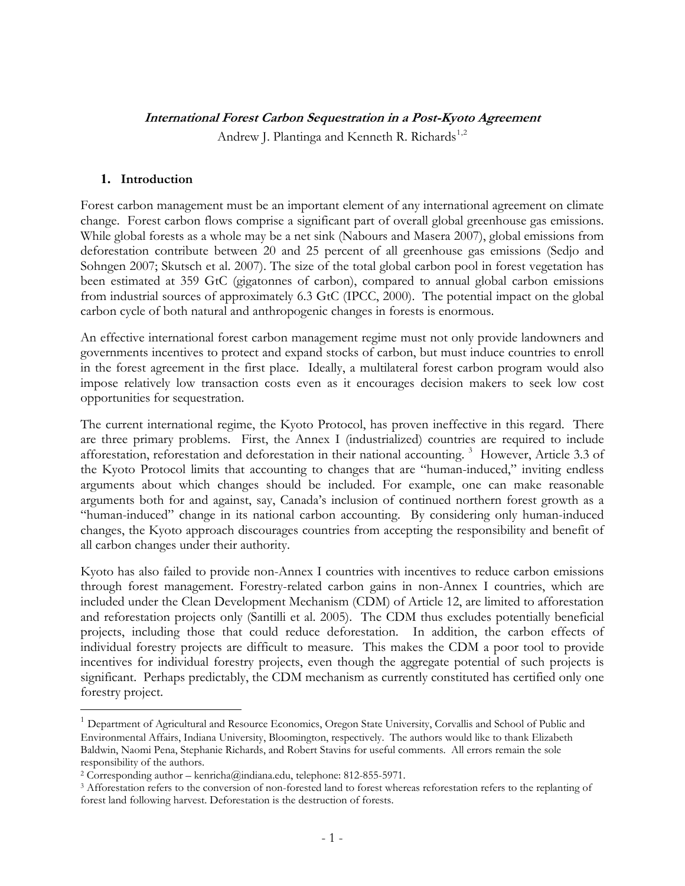***International Forest Carbon Sequestration in a Post-Kyoto Agreement***

Andrew J. Plantinga and Kenneth R. Richards[1,2]

## 1. Introduction

Forest carbon management must be an important element of any international agreement on climate change. Forest carbon flows comprise a significant part of overall global greenhouse gas emissions. While global forests as a whole may be a net sink (Nabours and Masera 2007), global emissions from deforestation contribute between 20 and 25 percent of all greenhouse gas emissions (Sedjo and Sohngen 2007; Skutsch et al. 2007). The size of the total global carbon pool in forest vegetation has been estimated at 359 GtC (gigatonnes of carbon), compared to annual global carbon emissions from industrial sources of approximately 6.3 GtC (IPCC, 2000). The potential impact on the global carbon cycle of both natural and anthropogenic changes in forests is enormous.

An effective international forest carbon management regime must not only provide landowners and governments incentives to protect and expand stocks of carbon, but must induce countries to enroll in the forest agreement in the first place. Ideally, a multilateral forest carbon program would also impose relatively low transaction costs even as it encourages decision makers to seek low cost opportunities for sequestration.

The current international regime, the Kyoto Protocol, has proven ineffective in this regard. There are three primary problems. First, the Annex I (industrialized) countries are required to include afforestation, reforestation and deforestation in their national accounting.[3] However, Article 3.3 of the Kyoto Protocol limits that accounting to changes that are "human-induced," inviting endless arguments about which changes should be included. For example, one can make reasonable arguments both for and against, say, Canada's inclusion of continued northern forest growth as a "human-induced" change in its national carbon accounting. By considering only human-induced changes, the Kyoto approach discourages countries from accepting the responsibility and benefit of all carbon changes under their authority.

Kyoto has also failed to provide non-Annex I countries with incentives to reduce carbon emissions through forest management. Forestry-related carbon gains in non-Annex I countries, which are included under the Clean Development Mechanism (CDM) of Article 12, are limited to afforestation and reforestation projects only (Santilli et al. 2005). The CDM thus excludes potentially beneficial projects, including those that could reduce deforestation. In addition, the carbon effects of individual forestry projects are difficult to measure. This makes the CDM a poor tool to provide incentives for individual forestry projects, even though the aggregate potential of such projects is significant. Perhaps predictably, the CDM mechanism as currently constituted has certified only one forestry project.

---

[1] Department of Agricultural and Resource Economics, Oregon State University, Corvallis and School of Public and Environmental Affairs, Indiana University, Bloomington, respectively. The authors would like to thank Elizabeth Baldwin, Naomi Pena, Stephanie Richards, and Robert Stavins for useful comments. All errors remain the sole responsibility of the authors.

[2] Corresponding author – kenricha@indiana.edu, telephone: 812-855-5971.

[3] Afforestation refers to the conversion of non-forested land to forest whereas reforestation refers to the replanting of forest land following harvest. Deforestation is the destruction of forests.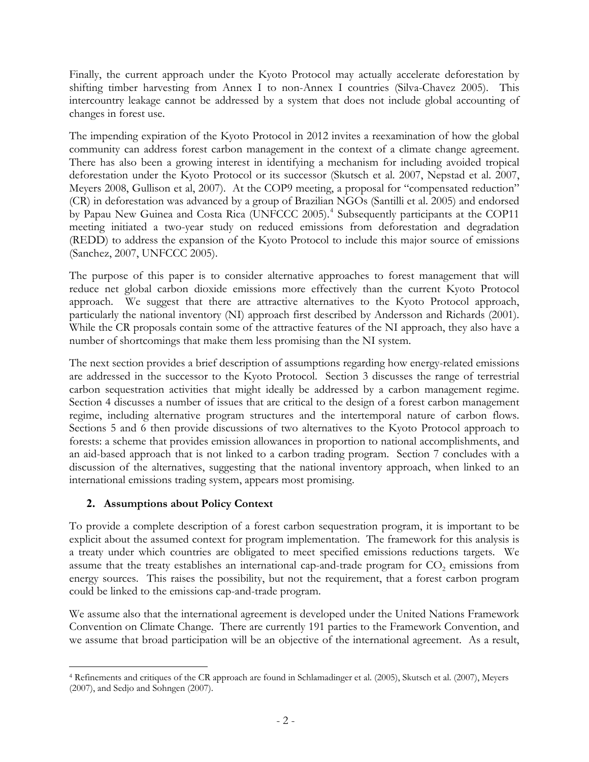Finally, the current approach under the Kyoto Protocol may actually accelerate deforestation by shifting timber harvesting from Annex I to non-Annex I countries (Silva-Chavez 2005). This intercountry leakage cannot be addressed by a system that does not include global accounting of changes in forest use.

The impending expiration of the Kyoto Protocol in 2012 invites a reexamination of how the global community can address forest carbon management in the context of a climate change agreement. There has also been a growing interest in identifying a mechanism for including avoided tropical deforestation under the Kyoto Protocol or its successor (Skutsch et al. 2007, Nepstad et al. 2007, Meyers 2008, Gullison et al, 2007). At the COP9 meeting, a proposal for "compensated reduction" (CR) in deforestation was advanced by a group of Brazilian NGOs (Santilli et al. 2005) and endorsed by Papau New Guinea and Costa Rica (UNFCCC 2005).[4] Subsequently participants at the COP11 meeting initiated a two-year study on reduced emissions from deforestation and degradation (REDD) to address the expansion of the Kyoto Protocol to include this major source of emissions (Sanchez, 2007, UNFCCC 2005).

The purpose of this paper is to consider alternative approaches to forest management that will reduce net global carbon dioxide emissions more effectively than the current Kyoto Protocol approach. We suggest that there are attractive alternatives to the Kyoto Protocol approach, particularly the national inventory (NI) approach first described by Andersson and Richards (2001). While the CR proposals contain some of the attractive features of the NI approach, they also have a number of shortcomings that make them less promising than the NI system.

The next section provides a brief description of assumptions regarding how energy-related emissions are addressed in the successor to the Kyoto Protocol. Section 3 discusses the range of terrestrial carbon sequestration activities that might ideally be addressed by a carbon management regime. Section 4 discusses a number of issues that are critical to the design of a forest carbon management regime, including alternative program structures and the intertemporal nature of carbon flows. Sections 5 and 6 then provide discussions of two alternatives to the Kyoto Protocol approach to forests: a scheme that provides emission allowances in proportion to national accomplishments, and an aid-based approach that is not linked to a carbon trading program. Section 7 concludes with a discussion of the alternatives, suggesting that the national inventory approach, when linked to an international emissions trading system, appears most promising.

## 2. Assumptions about Policy Context

To provide a complete description of a forest carbon sequestration program, it is important to be explicit about the assumed context for program implementation. The framework for this analysis is a treaty under which countries are obligated to meet specified emissions reductions targets. We assume that the treaty establishes an international cap-and-trade program for $CO_2$ emissions from energy sources. This raises the possibility, but not the requirement, that a forest carbon program could be linked to the emissions cap-and-trade program.

We assume also that the international agreement is developed under the United Nations Framework Convention on Climate Change. There are currently 191 parties to the Framework Convention, and we assume that broad participation will be an objective of the international agreement. As a result,

[4] Refinements and critiques of the CR approach are found in Schlamadinger et al. (2005), Skutsch et al. (2007), Meyers (2007), and Sedjo and Sohngen (2007).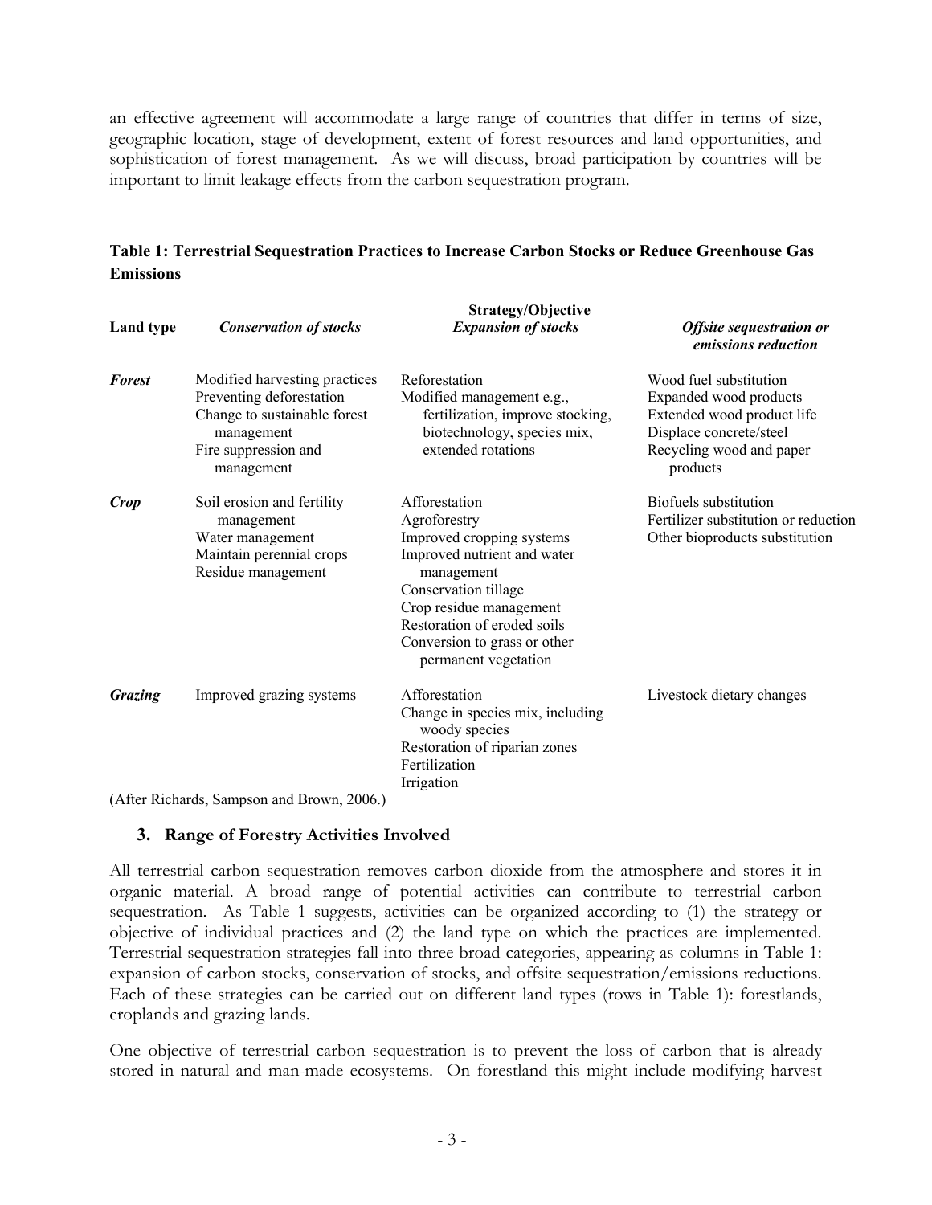an effective agreement will accommodate a large range of countries that differ in terms of size, geographic location, stage of development, extent of forest resources and land opportunities, and sophistication of forest management. As we will discuss, broad participation by countries will be important to limit leakage effects from the carbon sequestration program.

**Table 1: Terrestrial Sequestration Practices to Increase Carbon Stocks or Reduce Greenhouse Gas Emissions**

| Land type | Strategy/Objective | | |
|---|---|---|---|
| | *Conservation of stocks* | *Expansion of stocks* | *Offsite sequestration or emissions reduction* |
| ***Forest*** | Modified harvesting practices<br>Preventing deforestation<br>Change to sustainable forest management<br>Fire suppression and management | Reforestation<br>Modified management e.g., fertilization, improve stocking, biotechnology, species mix, extended rotations | Wood fuel substitution<br>Expanded wood products<br>Extended wood product life<br>Displace concrete/steel<br>Recycling wood and paper products |
| ***Crop*** | Soil erosion and fertility management<br>Water management<br>Maintain perennial crops<br>Residue management | Afforestation<br>Agroforestry<br>Improved cropping systems<br>Improved nutrient and water management<br>Conservation tillage<br>Crop residue management<br>Restoration of eroded soils<br>Conversion to grass or other permanent vegetation | Biofuels substitution<br>Fertilizer substitution or reduction<br>Other bioproducts substitution |
| ***Grazing*** | Improved grazing systems | Afforestation<br>Change in species mix, including woody species<br>Restoration of riparian zones<br>Fertilization<br>Irrigation | Livestock dietary changes |

(After Richards, Sampson and Brown, 2006.)

## 3. Range of Forestry Activities Involved

All terrestrial carbon sequestration removes carbon dioxide from the atmosphere and stores it in organic material. A broad range of potential activities can contribute to terrestrial carbon sequestration. As Table 1 suggests, activities can be organized according to (1) the strategy or objective of individual practices and (2) the land type on which the practices are implemented. Terrestrial sequestration strategies fall into three broad categories, appearing as columns in Table 1: expansion of carbon stocks, conservation of stocks, and offsite sequestration/emissions reductions. Each of these strategies can be carried out on different land types (rows in Table 1): forestlands, croplands and grazing lands.

One objective of terrestrial carbon sequestration is to prevent the loss of carbon that is already stored in natural and man-made ecosystems. On forestland this might include modifying harvest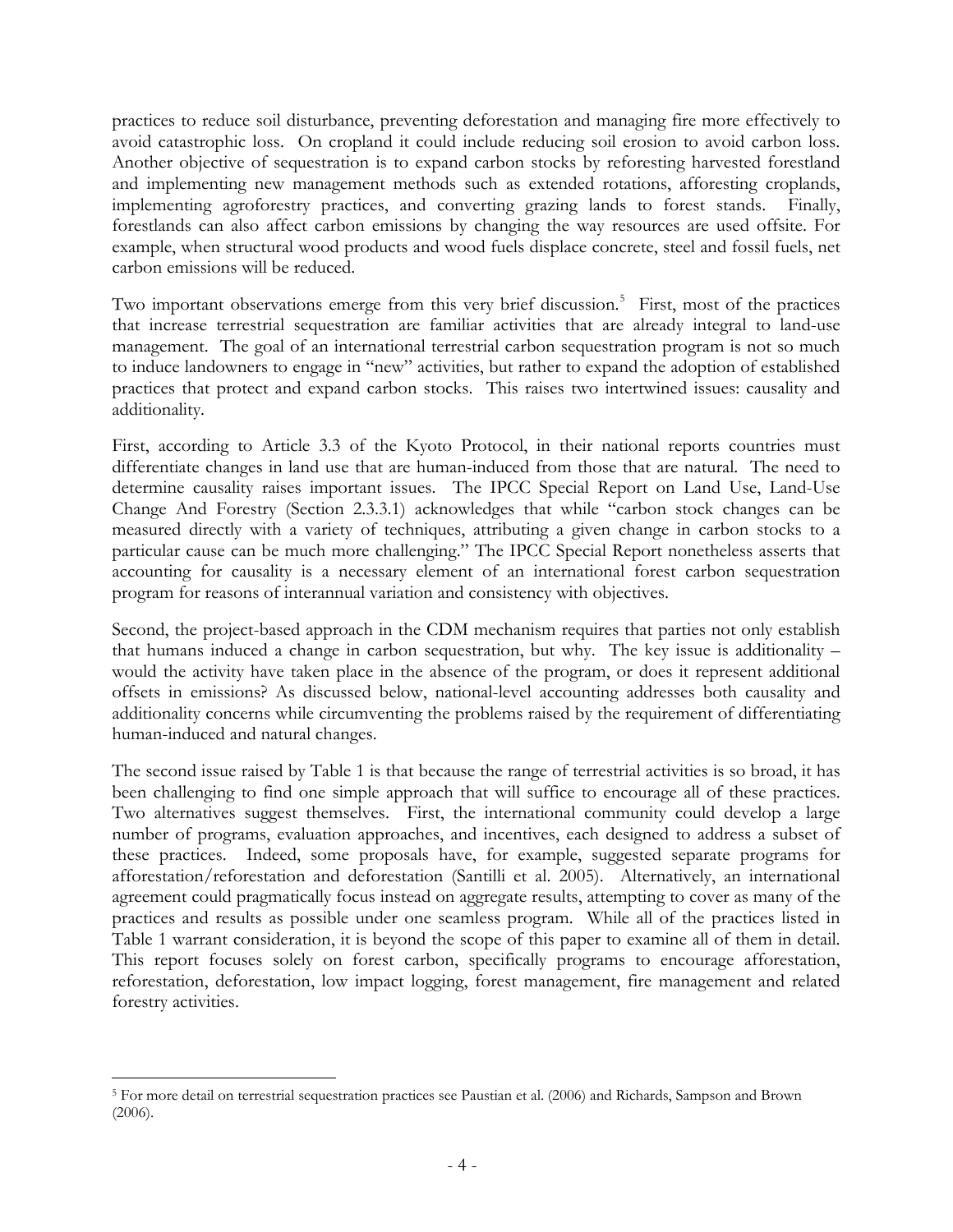practices to reduce soil disturbance, preventing deforestation and managing fire more effectively to avoid catastrophic loss. On cropland it could include reducing soil erosion to avoid carbon loss. Another objective of sequestration is to expand carbon stocks by reforesting harvested forestland and implementing new management methods such as extended rotations, afforesting croplands, implementing agroforestry practices, and converting grazing lands to forest stands. Finally, forestlands can also affect carbon emissions by changing the way resources are used offsite. For example, when structural wood products and wood fuels displace concrete, steel and fossil fuels, net carbon emissions will be reduced.

Two important observations emerge from this very brief discussion.[5] First, most of the practices that increase terrestrial sequestration are familiar activities that are already integral to land-use management. The goal of an international terrestrial carbon sequestration program is not so much to induce landowners to engage in "new" activities, but rather to expand the adoption of established practices that protect and expand carbon stocks. This raises two intertwined issues: causality and additionality.

First, according to Article 3.3 of the Kyoto Protocol, in their national reports countries must differentiate changes in land use that are human-induced from those that are natural. The need to determine causality raises important issues. The IPCC Special Report on Land Use, Land-Use Change And Forestry (Section 2.3.3.1) acknowledges that while "carbon stock changes can be measured directly with a variety of techniques, attributing a given change in carbon stocks to a particular cause can be much more challenging." The IPCC Special Report nonetheless asserts that accounting for causality is a necessary element of an international forest carbon sequestration program for reasons of interannual variation and consistency with objectives.

Second, the project-based approach in the CDM mechanism requires that parties not only establish that humans induced a change in carbon sequestration, but why. The key issue is additionality – would the activity have taken place in the absence of the program, or does it represent additional offsets in emissions? As discussed below, national-level accounting addresses both causality and additionality concerns while circumventing the problems raised by the requirement of differentiating human-induced and natural changes.

The second issue raised by Table 1 is that because the range of terrestrial activities is so broad, it has been challenging to find one simple approach that will suffice to encourage all of these practices. Two alternatives suggest themselves. First, the international community could develop a large number of programs, evaluation approaches, and incentives, each designed to address a subset of these practices. Indeed, some proposals have, for example, suggested separate programs for afforestation/reforestation and deforestation (Santilli et al. 2005). Alternatively, an international agreement could pragmatically focus instead on aggregate results, attempting to cover as many of the practices and results as possible under one seamless program. While all of the practices listed in Table 1 warrant consideration, it is beyond the scope of this paper to examine all of them in detail. This report focuses solely on forest carbon, specifically programs to encourage afforestation, reforestation, deforestation, low impact logging, forest management, fire management and related forestry activities.

---

[5] For more detail on terrestrial sequestration practices see Paustian et al. (2006) and Richards, Sampson and Brown (2006).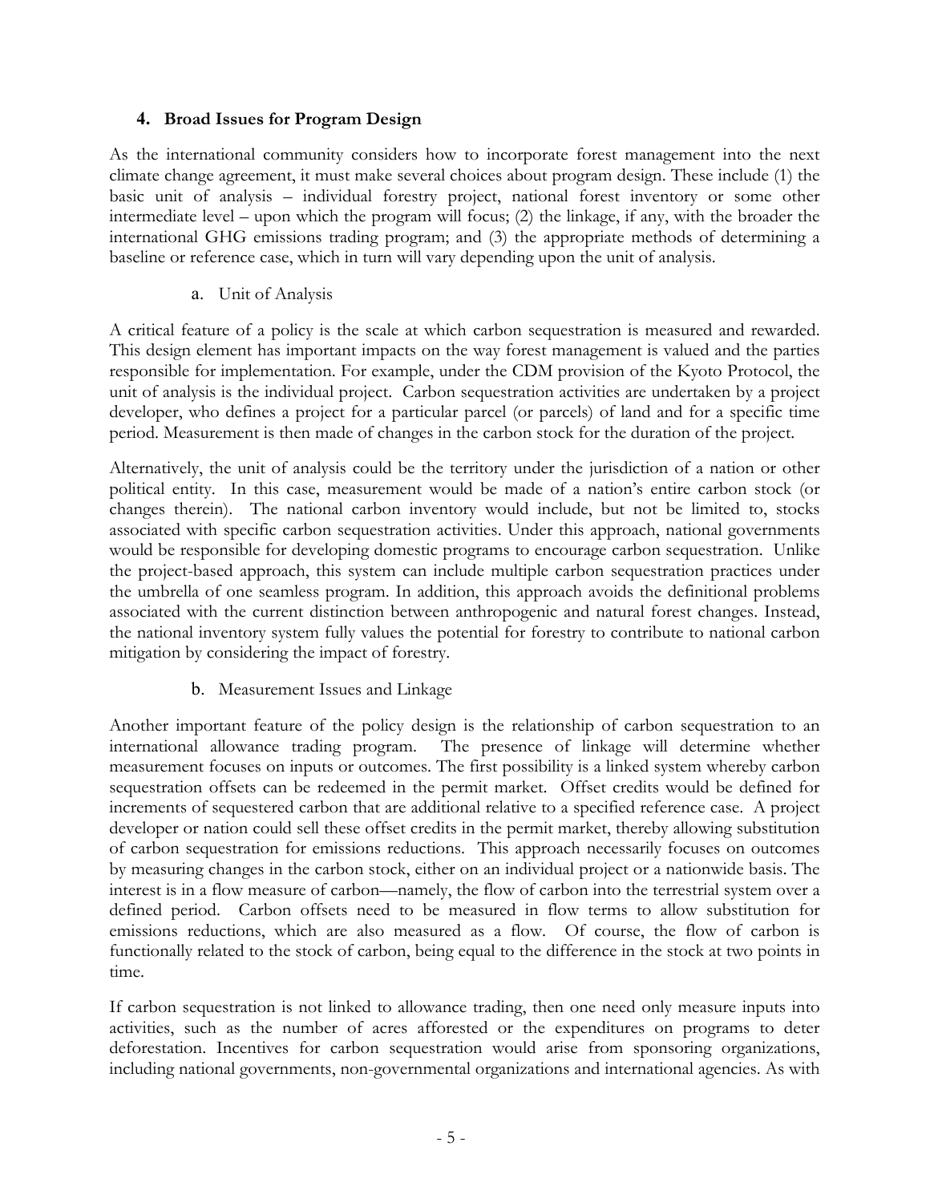## 4. Broad Issues for Program Design

As the international community considers how to incorporate forest management into the next climate change agreement, it must make several choices about program design. These include (1) the basic unit of analysis – individual forestry project, national forest inventory or some other intermediate level – upon which the program will focus; (2) the linkage, if any, with the broader the international GHG emissions trading program; and (3) the appropriate methods of determining a baseline or reference case, which in turn will vary depending upon the unit of analysis.

### a. Unit of Analysis

A critical feature of a policy is the scale at which carbon sequestration is measured and rewarded. This design element has important impacts on the way forest management is valued and the parties responsible for implementation. For example, under the CDM provision of the Kyoto Protocol, the unit of analysis is the individual project. Carbon sequestration activities are undertaken by a project developer, who defines a project for a particular parcel (or parcels) of land and for a specific time period. Measurement is then made of changes in the carbon stock for the duration of the project.

Alternatively, the unit of analysis could be the territory under the jurisdiction of a nation or other political entity. In this case, measurement would be made of a nation's entire carbon stock (or changes therein). The national carbon inventory would include, but not be limited to, stocks associated with specific carbon sequestration activities. Under this approach, national governments would be responsible for developing domestic programs to encourage carbon sequestration. Unlike the project-based approach, this system can include multiple carbon sequestration practices under the umbrella of one seamless program. In addition, this approach avoids the definitional problems associated with the current distinction between anthropogenic and natural forest changes. Instead, the national inventory system fully values the potential for forestry to contribute to national carbon mitigation by considering the impact of forestry.

### b. Measurement Issues and Linkage

Another important feature of the policy design is the relationship of carbon sequestration to an international allowance trading program. The presence of linkage will determine whether measurement focuses on inputs or outcomes. The first possibility is a linked system whereby carbon sequestration offsets can be redeemed in the permit market. Offset credits would be defined for increments of sequestered carbon that are additional relative to a specified reference case. A project developer or nation could sell these offset credits in the permit market, thereby allowing substitution of carbon sequestration for emissions reductions. This approach necessarily focuses on outcomes by measuring changes in the carbon stock, either on an individual project or a nationwide basis. The interest is in a flow measure of carbon—namely, the flow of carbon into the terrestrial system over a defined period. Carbon offsets need to be measured in flow terms to allow substitution for emissions reductions, which are also measured as a flow. Of course, the flow of carbon is functionally related to the stock of carbon, being equal to the difference in the stock at two points in time.

If carbon sequestration is not linked to allowance trading, then one need only measure inputs into activities, such as the number of acres afforested or the expenditures on programs to deter deforestation. Incentives for carbon sequestration would arise from sponsoring organizations, including national governments, non-governmental organizations and international agencies. As with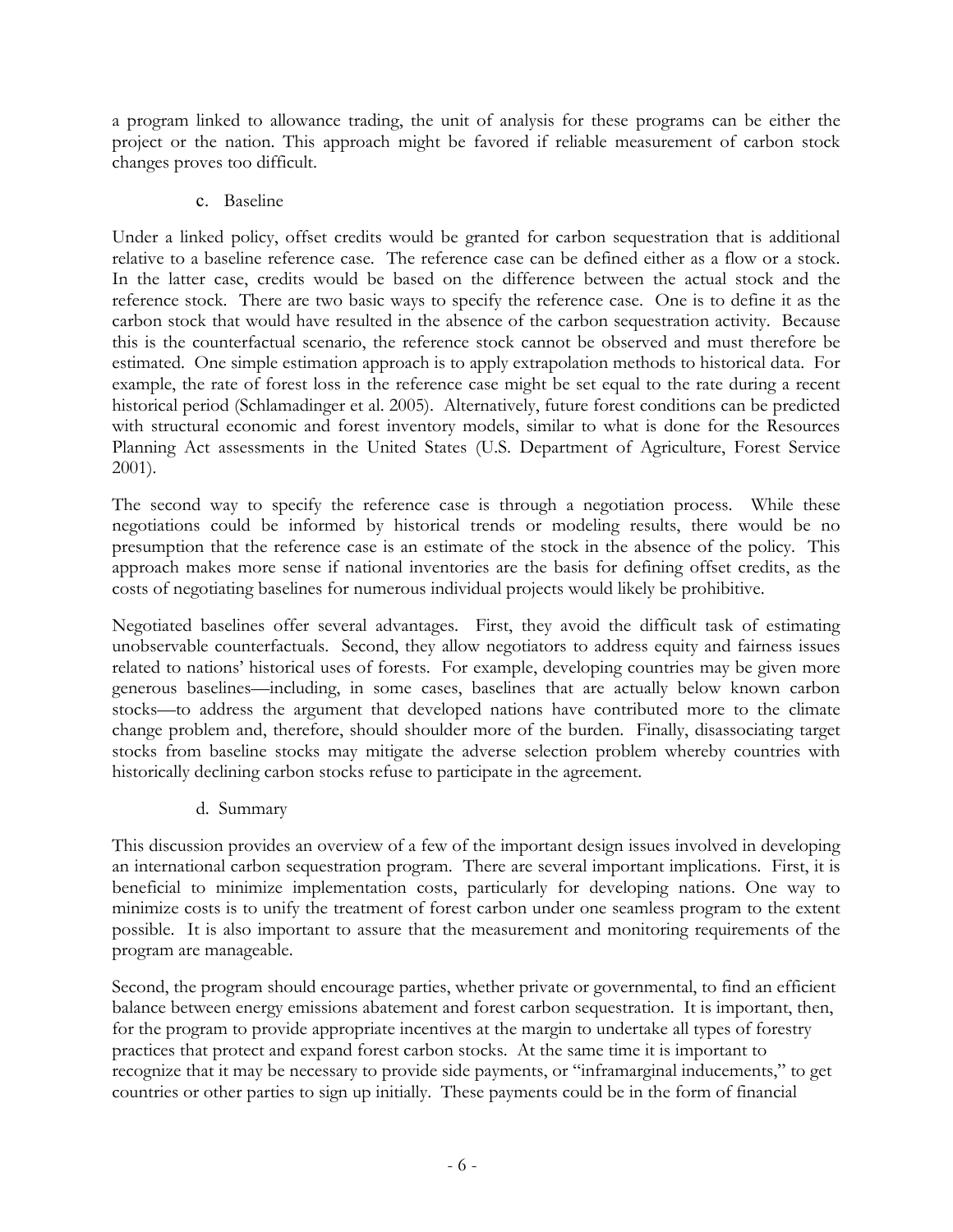a program linked to allowance trading, the unit of analysis for these programs can be either the project or the nation. This approach might be favored if reliable measurement of carbon stock changes proves too difficult.

### c. Baseline

Under a linked policy, offset credits would be granted for carbon sequestration that is additional relative to a baseline reference case. The reference case can be defined either as a flow or a stock. In the latter case, credits would be based on the difference between the actual stock and the reference stock. There are two basic ways to specify the reference case. One is to define it as the carbon stock that would have resulted in the absence of the carbon sequestration activity. Because this is the counterfactual scenario, the reference stock cannot be observed and must therefore be estimated. One simple estimation approach is to apply extrapolation methods to historical data. For example, the rate of forest loss in the reference case might be set equal to the rate during a recent historical period (Schlamadinger et al. 2005). Alternatively, future forest conditions can be predicted with structural economic and forest inventory models, similar to what is done for the Resources Planning Act assessments in the United States (U.S. Department of Agriculture, Forest Service 2001).

The second way to specify the reference case is through a negotiation process. While these negotiations could be informed by historical trends or modeling results, there would be no presumption that the reference case is an estimate of the stock in the absence of the policy. This approach makes more sense if national inventories are the basis for defining offset credits, as the costs of negotiating baselines for numerous individual projects would likely be prohibitive.

Negotiated baselines offer several advantages. First, they avoid the difficult task of estimating unobservable counterfactuals. Second, they allow negotiators to address equity and fairness issues related to nations' historical uses of forests. For example, developing countries may be given more generous baselines—including, in some cases, baselines that are actually below known carbon stocks—to address the argument that developed nations have contributed more to the climate change problem and, therefore, should shoulder more of the burden. Finally, disassociating target stocks from baseline stocks may mitigate the adverse selection problem whereby countries with historically declining carbon stocks refuse to participate in the agreement.

### d. Summary

This discussion provides an overview of a few of the important design issues involved in developing an international carbon sequestration program. There are several important implications. First, it is beneficial to minimize implementation costs, particularly for developing nations. One way to minimize costs is to unify the treatment of forest carbon under one seamless program to the extent possible. It is also important to assure that the measurement and monitoring requirements of the program are manageable.

Second, the program should encourage parties, whether private or governmental, to find an efficient balance between energy emissions abatement and forest carbon sequestration. It is important, then, for the program to provide appropriate incentives at the margin to undertake all types of forestry practices that protect and expand forest carbon stocks. At the same time it is important to recognize that it may be necessary to provide side payments, or "inframarginal inducements," to get countries or other parties to sign up initially. These payments could be in the form of financial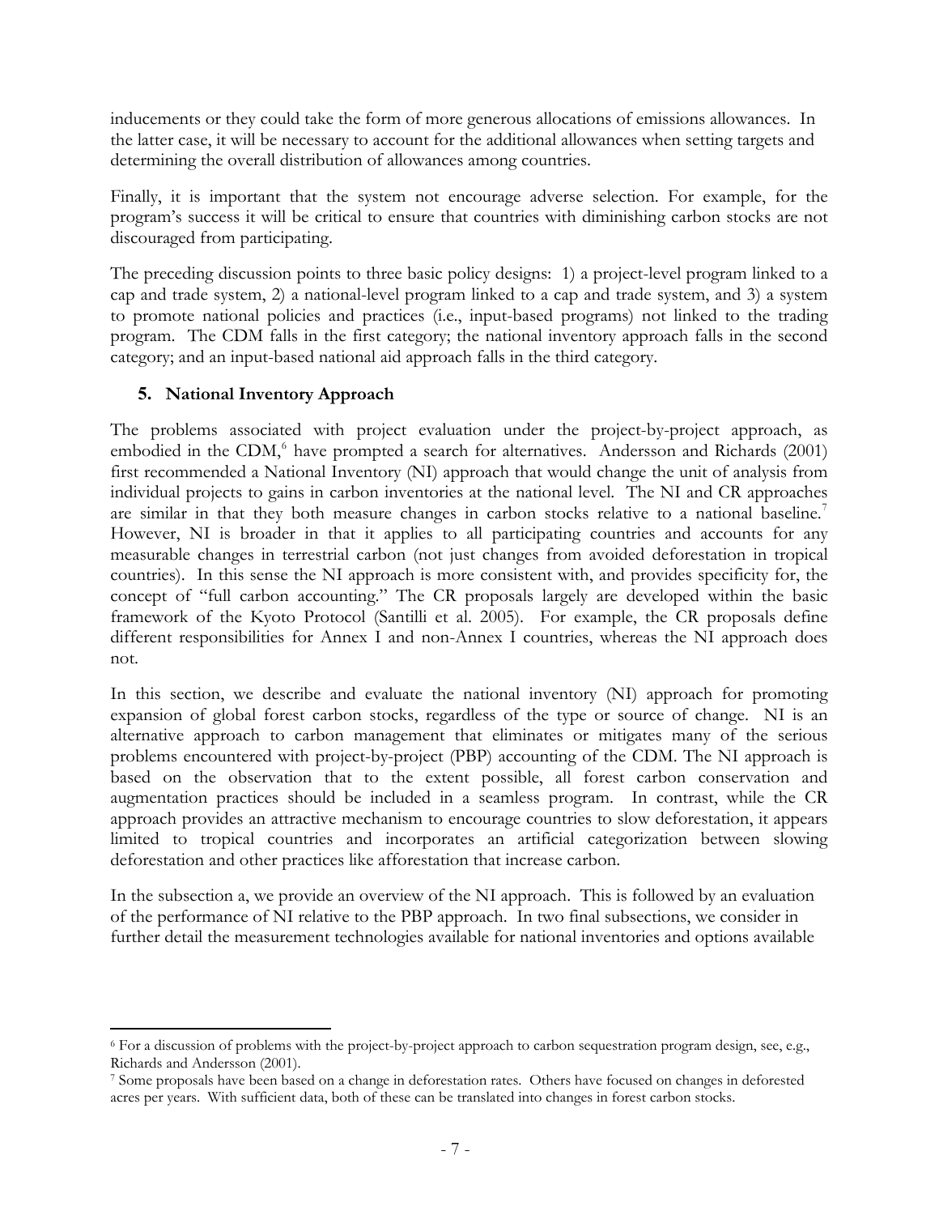inducements or they could take the form of more generous allocations of emissions allowances. In the latter case, it will be necessary to account for the additional allowances when setting targets and determining the overall distribution of allowances among countries.

Finally, it is important that the system not encourage adverse selection. For example, for the program's success it will be critical to ensure that countries with diminishing carbon stocks are not discouraged from participating.

The preceding discussion points to three basic policy designs: 1) a project-level program linked to a cap and trade system, 2) a national-level program linked to a cap and trade system, and 3) a system to promote national policies and practices (i.e., input-based programs) not linked to the trading program. The CDM falls in the first category; the national inventory approach falls in the second category; and an input-based national aid approach falls in the third category.

## 5. National Inventory Approach

The problems associated with project evaluation under the project-by-project approach, as embodied in the CDM,[6] have prompted a search for alternatives. Andersson and Richards (2001) first recommended a National Inventory (NI) approach that would change the unit of analysis from individual projects to gains in carbon inventories at the national level. The NI and CR approaches are similar in that they both measure changes in carbon stocks relative to a national baseline.[7] However, NI is broader in that it applies to all participating countries and accounts for any measurable changes in terrestrial carbon (not just changes from avoided deforestation in tropical countries). In this sense the NI approach is more consistent with, and provides specificity for, the concept of "full carbon accounting." The CR proposals largely are developed within the basic framework of the Kyoto Protocol (Santilli et al. 2005). For example, the CR proposals define different responsibilities for Annex I and non-Annex I countries, whereas the NI approach does not.

In this section, we describe and evaluate the national inventory (NI) approach for promoting expansion of global forest carbon stocks, regardless of the type or source of change. NI is an alternative approach to carbon management that eliminates or mitigates many of the serious problems encountered with project-by-project (PBP) accounting of the CDM. The NI approach is based on the observation that to the extent possible, all forest carbon conservation and augmentation practices should be included in a seamless program. In contrast, while the CR approach provides an attractive mechanism to encourage countries to slow deforestation, it appears limited to tropical countries and incorporates an artificial categorization between slowing deforestation and other practices like afforestation that increase carbon.

In the subsection a, we provide an overview of the NI approach. This is followed by an evaluation of the performance of NI relative to the PBP approach. In two final subsections, we consider in further detail the measurement technologies available for national inventories and options available

[6] For a discussion of problems with the project-by-project approach to carbon sequestration program design, see, e.g., Richards and Andersson (2001).

[7] Some proposals have been based on a change in deforestation rates. Others have focused on changes in deforested acres per years. With sufficient data, both of these can be translated into changes in forest carbon stocks.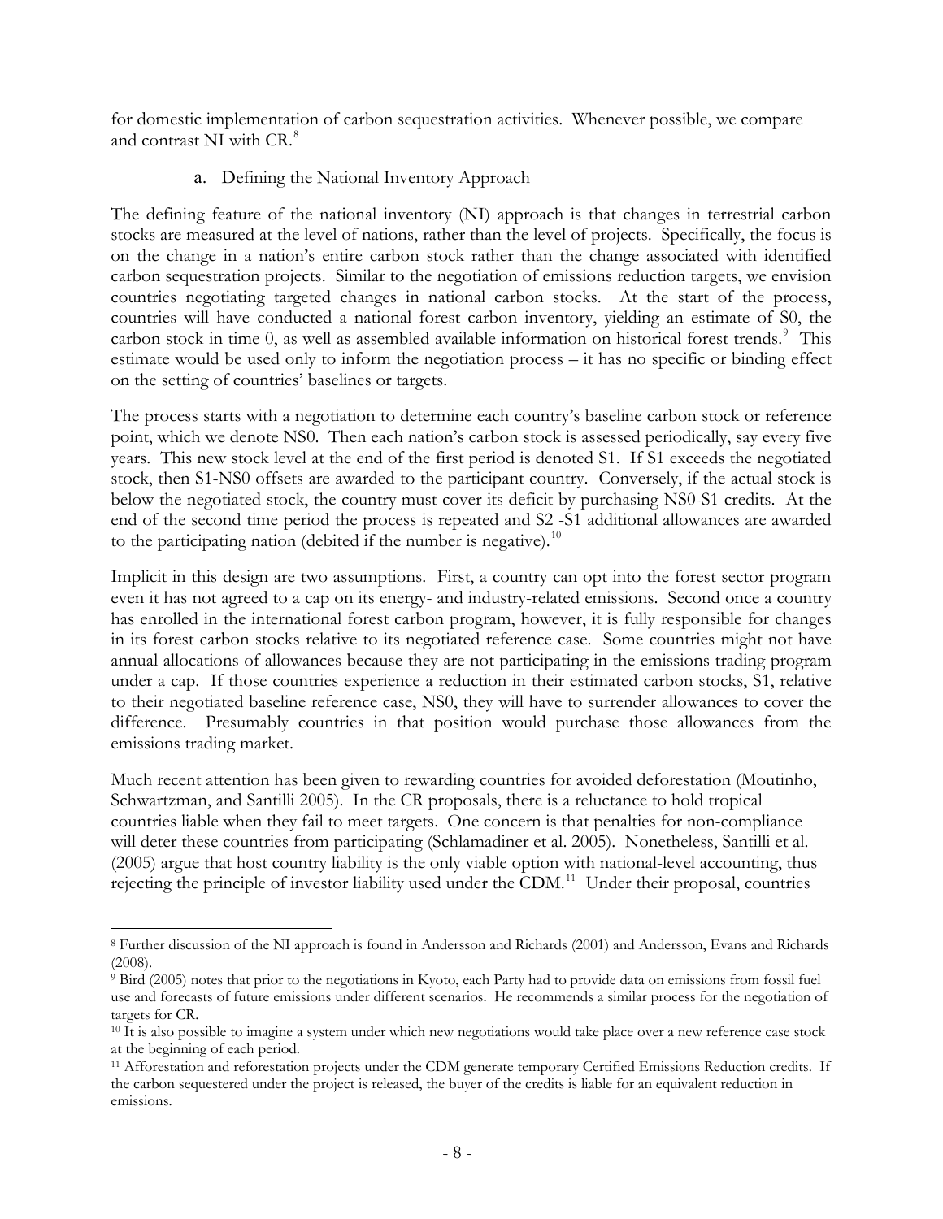for domestic implementation of carbon sequestration activities. Whenever possible, we compare and contrast NI with CR.[8]

### a. Defining the National Inventory Approach

The defining feature of the national inventory (NI) approach is that changes in terrestrial carbon stocks are measured at the level of nations, rather than the level of projects. Specifically, the focus is on the change in a nation's entire carbon stock rather than the change associated with identified carbon sequestration projects. Similar to the negotiation of emissions reduction targets, we envision countries negotiating targeted changes in national carbon stocks. At the start of the process, countries will have conducted a national forest carbon inventory, yielding an estimate of S0, the carbon stock in time 0, as well as assembled available information on historical forest trends.[9] This estimate would be used only to inform the negotiation process – it has no specific or binding effect on the setting of countries' baselines or targets.

The process starts with a negotiation to determine each country's baseline carbon stock or reference point, which we denote NS0. Then each nation's carbon stock is assessed periodically, say every five years. This new stock level at the end of the first period is denoted S1. If S1 exceeds the negotiated stock, then S1-NS0 offsets are awarded to the participant country. Conversely, if the actual stock is below the negotiated stock, the country must cover its deficit by purchasing NS0-S1 credits. At the end of the second time period the process is repeated and S2 -S1 additional allowances are awarded to the participating nation (debited if the number is negative).[10]

Implicit in this design are two assumptions. First, a country can opt into the forest sector program even it has not agreed to a cap on its energy- and industry-related emissions. Second once a country has enrolled in the international forest carbon program, however, it is fully responsible for changes in its forest carbon stocks relative to its negotiated reference case. Some countries might not have annual allocations of allowances because they are not participating in the emissions trading program under a cap. If those countries experience a reduction in their estimated carbon stocks, S1, relative to their negotiated baseline reference case, NS0, they will have to surrender allowances to cover the difference. Presumably countries in that position would purchase those allowances from the emissions trading market.

Much recent attention has been given to rewarding countries for avoided deforestation (Moutinho, Schwartzman, and Santilli 2005). In the CR proposals, there is a reluctance to hold tropical countries liable when they fail to meet targets. One concern is that penalties for non-compliance will deter these countries from participating (Schlamadiner et al. 2005). Nonetheless, Santilli et al. (2005) argue that host country liability is the only viable option with national-level accounting, thus rejecting the principle of investor liability used under the CDM.[11] Under their proposal, countries

---

[8] Further discussion of the NI approach is found in Andersson and Richards (2001) and Andersson, Evans and Richards (2008).

[9] Bird (2005) notes that prior to the negotiations in Kyoto, each Party had to provide data on emissions from fossil fuel use and forecasts of future emissions under different scenarios. He recommends a similar process for the negotiation of targets for CR.

[10] It is also possible to imagine a system under which new negotiations would take place over a new reference case stock at the beginning of each period.

[11] Afforestation and reforestation projects under the CDM generate temporary Certified Emissions Reduction credits. If the carbon sequestered under the project is released, the buyer of the credits is liable for an equivalent reduction in emissions.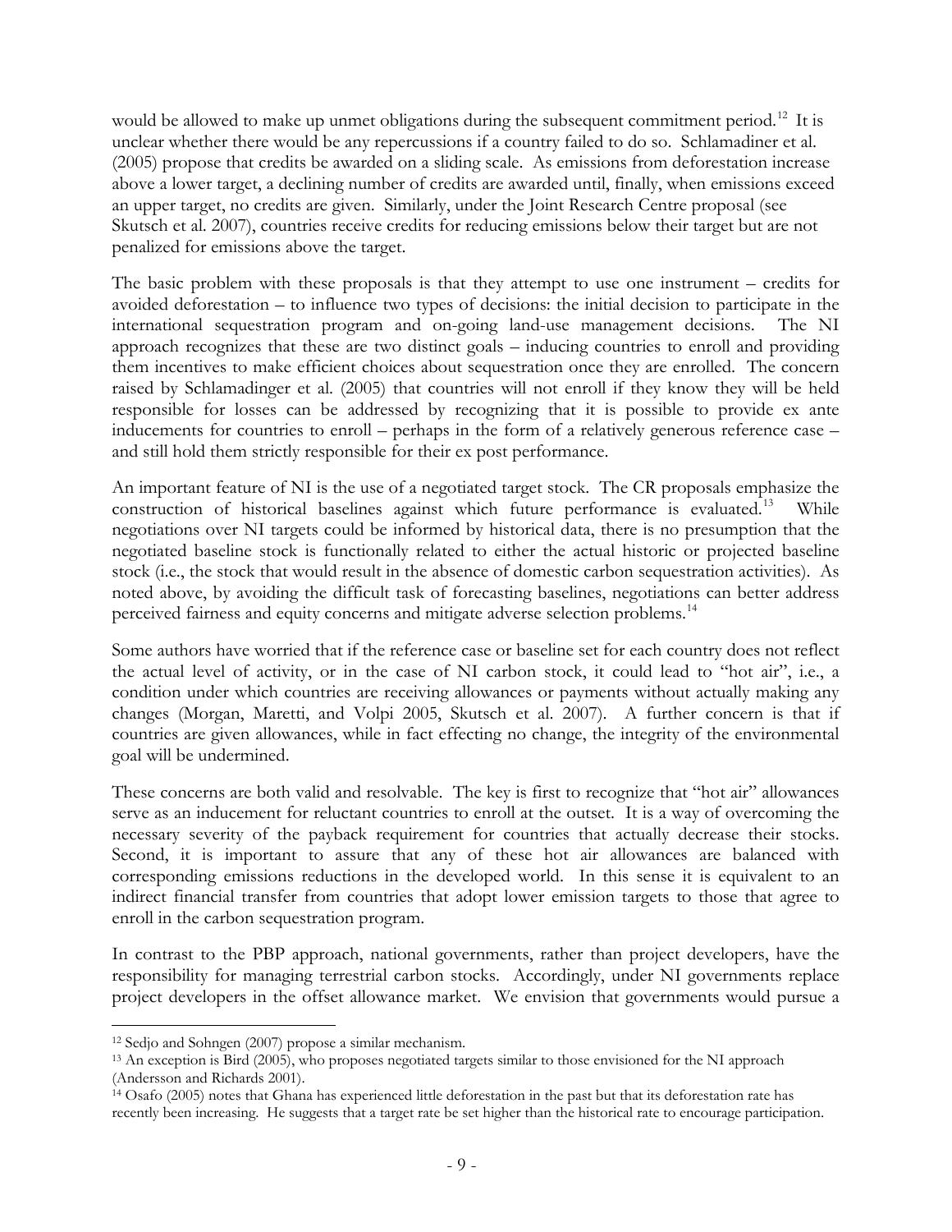would be allowed to make up unmet obligations during the subsequent commitment period.[12] It is unclear whether there would be any repercussions if a country failed to do so. Schlamadiner et al. (2005) propose that credits be awarded on a sliding scale. As emissions from deforestation increase above a lower target, a declining number of credits are awarded until, finally, when emissions exceed an upper target, no credits are given. Similarly, under the Joint Research Centre proposal (see Skutsch et al. 2007), countries receive credits for reducing emissions below their target but are not penalized for emissions above the target.

The basic problem with these proposals is that they attempt to use one instrument – credits for avoided deforestation – to influence two types of decisions: the initial decision to participate in the international sequestration program and on-going land-use management decisions. The NI approach recognizes that these are two distinct goals – inducing countries to enroll and providing them incentives to make efficient choices about sequestration once they are enrolled. The concern raised by Schlamadinger et al. (2005) that countries will not enroll if they know they will be held responsible for losses can be addressed by recognizing that it is possible to provide ex ante inducements for countries to enroll – perhaps in the form of a relatively generous reference case – and still hold them strictly responsible for their ex post performance.

An important feature of NI is the use of a negotiated target stock. The CR proposals emphasize the construction of historical baselines against which future performance is evaluated.[13] While negotiations over NI targets could be informed by historical data, there is no presumption that the negotiated baseline stock is functionally related to either the actual historic or projected baseline stock (i.e., the stock that would result in the absence of domestic carbon sequestration activities). As noted above, by avoiding the difficult task of forecasting baselines, negotiations can better address perceived fairness and equity concerns and mitigate adverse selection problems.[14]

Some authors have worried that if the reference case or baseline set for each country does not reflect the actual level of activity, or in the case of NI carbon stock, it could lead to "hot air", i.e., a condition under which countries are receiving allowances or payments without actually making any changes (Morgan, Maretti, and Volpi 2005, Skutsch et al. 2007). A further concern is that if countries are given allowances, while in fact effecting no change, the integrity of the environmental goal will be undermined.

These concerns are both valid and resolvable. The key is first to recognize that "hot air" allowances serve as an inducement for reluctant countries to enroll at the outset. It is a way of overcoming the necessary severity of the payback requirement for countries that actually decrease their stocks. Second, it is important to assure that any of these hot air allowances are balanced with corresponding emissions reductions in the developed world. In this sense it is equivalent to an indirect financial transfer from countries that adopt lower emission targets to those that agree to enroll in the carbon sequestration program.

In contrast to the PBP approach, national governments, rather than project developers, have the responsibility for managing terrestrial carbon stocks. Accordingly, under NI governments replace project developers in the offset allowance market. We envision that governments would pursue a

[12] Sedjo and Sohngen (2007) propose a similar mechanism.

[13] An exception is Bird (2005), who proposes negotiated targets similar to those envisioned for the NI approach (Andersson and Richards 2001).

[14] Osafo (2005) notes that Ghana has experienced little deforestation in the past but that its deforestation rate has recently been increasing. He suggests that a target rate be set higher than the historical rate to encourage participation.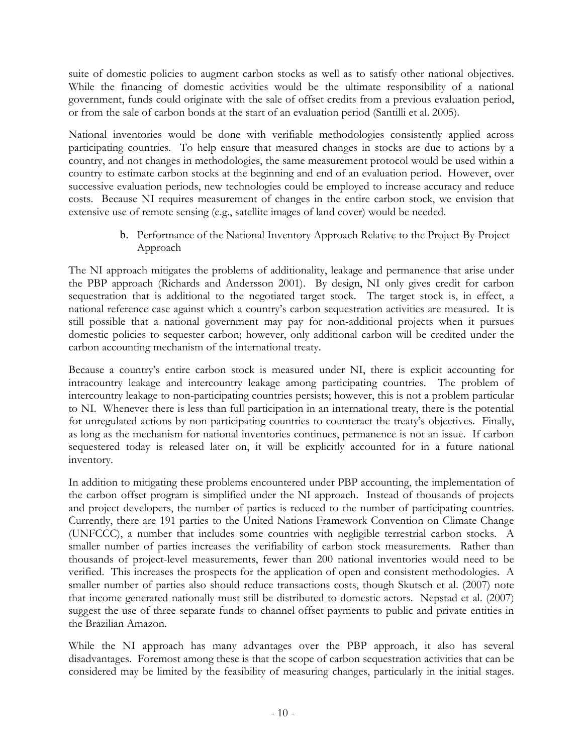suite of domestic policies to augment carbon stocks as well as to satisfy other national objectives. While the financing of domestic activities would be the ultimate responsibility of a national government, funds could originate with the sale of offset credits from a previous evaluation period, or from the sale of carbon bonds at the start of an evaluation period (Santilli et al. 2005).

National inventories would be done with verifiable methodologies consistently applied across participating countries. To help ensure that measured changes in stocks are due to actions by a country, and not changes in methodologies, the same measurement protocol would be used within a country to estimate carbon stocks at the beginning and end of an evaluation period. However, over successive evaluation periods, new technologies could be employed to increase accuracy and reduce costs. Because NI requires measurement of changes in the entire carbon stock, we envision that extensive use of remote sensing (e.g., satellite images of land cover) would be needed.

### b. Performance of the National Inventory Approach Relative to the Project-By-Project Approach

The NI approach mitigates the problems of additionality, leakage and permanence that arise under the PBP approach (Richards and Andersson 2001). By design, NI only gives credit for carbon sequestration that is additional to the negotiated target stock. The target stock is, in effect, a national reference case against which a country's carbon sequestration activities are measured. It is still possible that a national government may pay for non-additional projects when it pursues domestic policies to sequester carbon; however, only additional carbon will be credited under the carbon accounting mechanism of the international treaty.

Because a country's entire carbon stock is measured under NI, there is explicit accounting for intracountry leakage and intercountry leakage among participating countries. The problem of intercountry leakage to non-participating countries persists; however, this is not a problem particular to NI. Whenever there is less than full participation in an international treaty, there is the potential for unregulated actions by non-participating countries to counteract the treaty's objectives. Finally, as long as the mechanism for national inventories continues, permanence is not an issue. If carbon sequestered today is released later on, it will be explicitly accounted for in a future national inventory.

In addition to mitigating these problems encountered under PBP accounting, the implementation of the carbon offset program is simplified under the NI approach. Instead of thousands of projects and project developers, the number of parties is reduced to the number of participating countries. Currently, there are 191 parties to the United Nations Framework Convention on Climate Change (UNFCCC), a number that includes some countries with negligible terrestrial carbon stocks. A smaller number of parties increases the verifiability of carbon stock measurements. Rather than thousands of project-level measurements, fewer than 200 national inventories would need to be verified. This increases the prospects for the application of open and consistent methodologies. A smaller number of parties also should reduce transactions costs, though Skutsch et al. (2007) note that income generated nationally must still be distributed to domestic actors. Nepstad et al. (2007) suggest the use of three separate funds to channel offset payments to public and private entities in the Brazilian Amazon.

While the NI approach has many advantages over the PBP approach, it also has several disadvantages. Foremost among these is that the scope of carbon sequestration activities that can be considered may be limited by the feasibility of measuring changes, particularly in the initial stages.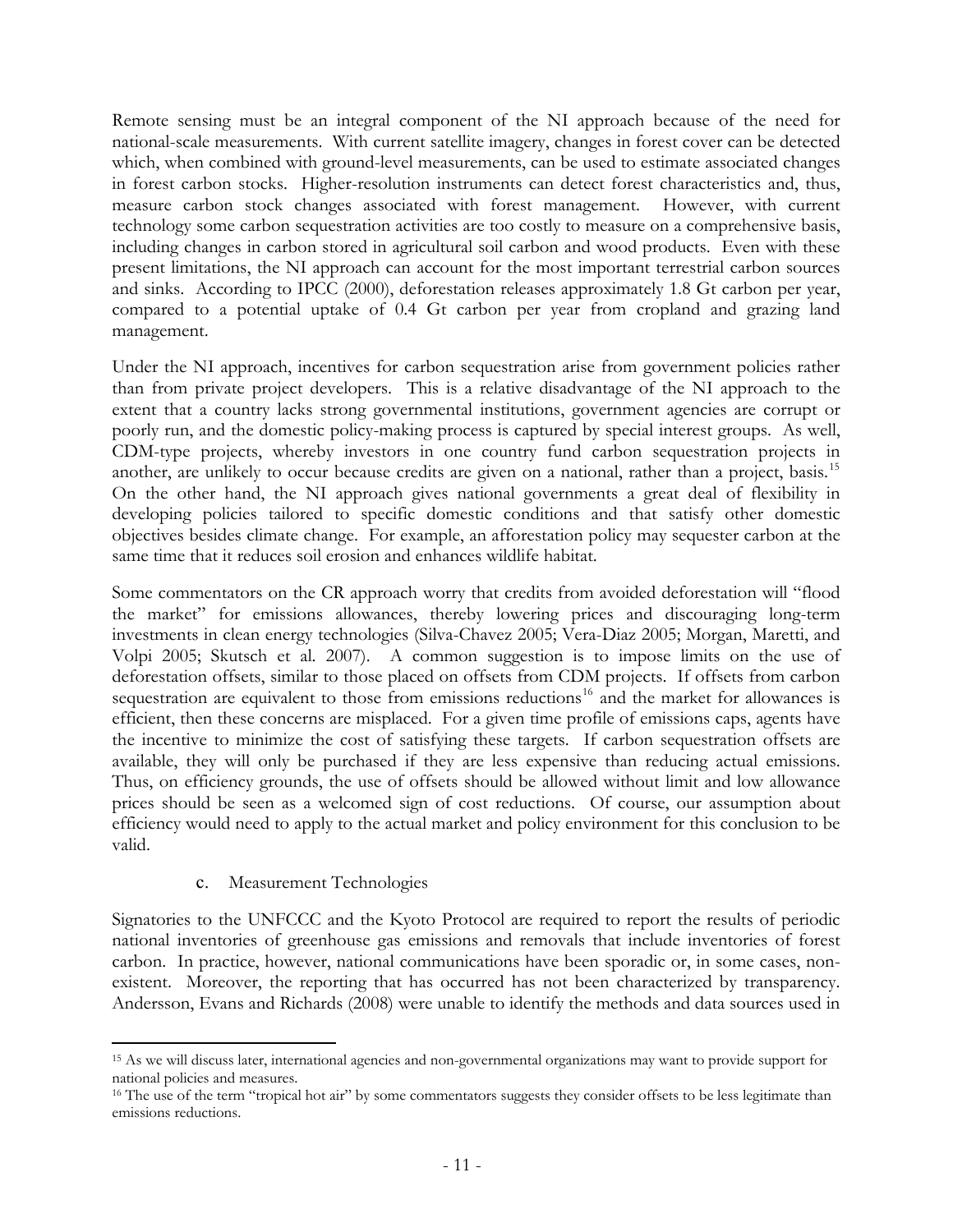Remote sensing must be an integral component of the NI approach because of the need for national-scale measurements. With current satellite imagery, changes in forest cover can be detected which, when combined with ground-level measurements, can be used to estimate associated changes in forest carbon stocks. Higher-resolution instruments can detect forest characteristics and, thus, measure carbon stock changes associated with forest management. However, with current technology some carbon sequestration activities are too costly to measure on a comprehensive basis, including changes in carbon stored in agricultural soil carbon and wood products. Even with these present limitations, the NI approach can account for the most important terrestrial carbon sources and sinks. According to IPCC (2000), deforestation releases approximately 1.8 Gt carbon per year, compared to a potential uptake of 0.4 Gt carbon per year from cropland and grazing land management.

Under the NI approach, incentives for carbon sequestration arise from government policies rather than from private project developers. This is a relative disadvantage of the NI approach to the extent that a country lacks strong governmental institutions, government agencies are corrupt or poorly run, and the domestic policy-making process is captured by special interest groups. As well, CDM-type projects, whereby investors in one country fund carbon sequestration projects in another, are unlikely to occur because credits are given on a national, rather than a project, basis.[15] On the other hand, the NI approach gives national governments a great deal of flexibility in developing policies tailored to specific domestic conditions and that satisfy other domestic objectives besides climate change. For example, an afforestation policy may sequester carbon at the same time that it reduces soil erosion and enhances wildlife habitat.

Some commentators on the CR approach worry that credits from avoided deforestation will "flood the market" for emissions allowances, thereby lowering prices and discouraging long-term investments in clean energy technologies (Silva-Chavez 2005; Vera-Diaz 2005; Morgan, Maretti, and Volpi 2005; Skutsch et al. 2007). A common suggestion is to impose limits on the use of deforestation offsets, similar to those placed on offsets from CDM projects. If offsets from carbon sequestration are equivalent to those from emissions reductions[16] and the market for allowances is efficient, then these concerns are misplaced. For a given time profile of emissions caps, agents have the incentive to minimize the cost of satisfying these targets. If carbon sequestration offsets are available, they will only be purchased if they are less expensive than reducing actual emissions. Thus, on efficiency grounds, the use of offsets should be allowed without limit and low allowance prices should be seen as a welcomed sign of cost reductions. Of course, our assumption about efficiency would need to apply to the actual market and policy environment for this conclusion to be valid.

### c. Measurement Technologies

Signatories to the UNFCCC and the Kyoto Protocol are required to report the results of periodic national inventories of greenhouse gas emissions and removals that include inventories of forest carbon. In practice, however, national communications have been sporadic or, in some cases, non-existent. Moreover, the reporting that has occurred has not been characterized by transparency. Andersson, Evans and Richards (2008) were unable to identify the methods and data sources used in

---

[15] As we will discuss later, international agencies and non-governmental organizations may want to provide support for national policies and measures.

[16] The use of the term "tropical hot air" by some commentators suggests they consider offsets to be less legitimate than emissions reductions.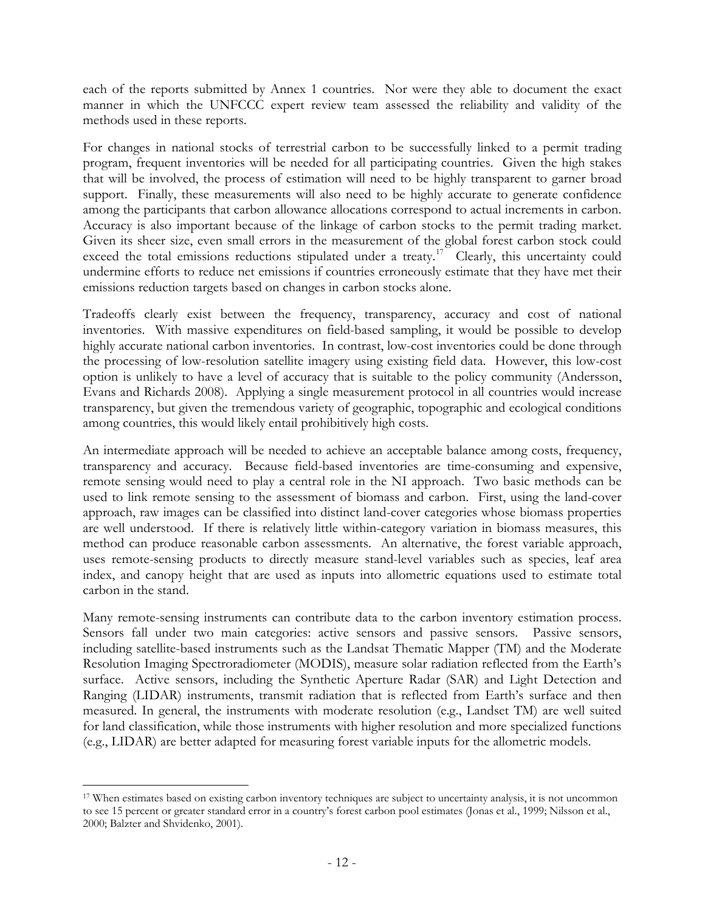each of the reports submitted by Annex 1 countries. Nor were they able to document the exact manner in which the UNFCCC expert review team assessed the reliability and validity of the methods used in these reports.

For changes in national stocks of terrestrial carbon to be successfully linked to a permit trading program, frequent inventories will be needed for all participating countries. Given the high stakes that will be involved, the process of estimation will need to be highly transparent to garner broad support. Finally, these measurements will also need to be highly accurate to generate confidence among the participants that carbon allowance allocations correspond to actual increments in carbon. Accuracy is also important because of the linkage of carbon stocks to the permit trading market. Given its sheer size, even small errors in the measurement of the global forest carbon stock could exceed the total emissions reductions stipulated under a treaty.[17] Clearly, this uncertainty could undermine efforts to reduce net emissions if countries erroneously estimate that they have met their emissions reduction targets based on changes in carbon stocks alone.

Tradeoffs clearly exist between the frequency, transparency, accuracy and cost of national inventories. With massive expenditures on field-based sampling, it would be possible to develop highly accurate national carbon inventories. In contrast, low-cost inventories could be done through the processing of low-resolution satellite imagery using existing field data. However, this low-cost option is unlikely to have a level of accuracy that is suitable to the policy community (Andersson, Evans and Richards 2008). Applying a single measurement protocol in all countries would increase transparency, but given the tremendous variety of geographic, topographic and ecological conditions among countries, this would likely entail prohibitively high costs.

An intermediate approach will be needed to achieve an acceptable balance among costs, frequency, transparency and accuracy. Because field-based inventories are time-consuming and expensive, remote sensing would need to play a central role in the NI approach. Two basic methods can be used to link remote sensing to the assessment of biomass and carbon. First, using the land-cover approach, raw images can be classified into distinct land-cover categories whose biomass properties are well understood. If there is relatively little within-category variation in biomass measures, this method can produce reasonable carbon assessments. An alternative, the forest variable approach, uses remote-sensing products to directly measure stand-level variables such as species, leaf area index, and canopy height that are used as inputs into allometric equations used to estimate total carbon in the stand.

Many remote-sensing instruments can contribute data to the carbon inventory estimation process. Sensors fall under two main categories: active sensors and passive sensors. Passive sensors, including satellite-based instruments such as the Landsat Thematic Mapper (TM) and the Moderate Resolution Imaging Spectroradiometer (MODIS), measure solar radiation reflected from the Earth's surface. Active sensors, including the Synthetic Aperture Radar (SAR) and Light Detection and Ranging (LIDAR) instruments, transmit radiation that is reflected from Earth's surface and then measured. In general, the instruments with moderate resolution (e.g., Landset TM) are well suited for land classification, while those instruments with higher resolution and more specialized functions (e.g., LIDAR) are better adapted for measuring forest variable inputs for the allometric models.

---

[17] When estimates based on existing carbon inventory techniques are subject to uncertainty analysis, it is not uncommon to see 15 percent or greater standard error in a country's forest carbon pool estimates (Jonas et al., 1999; Nilsson et al., 2000; Balzter and Shvidenko, 2001).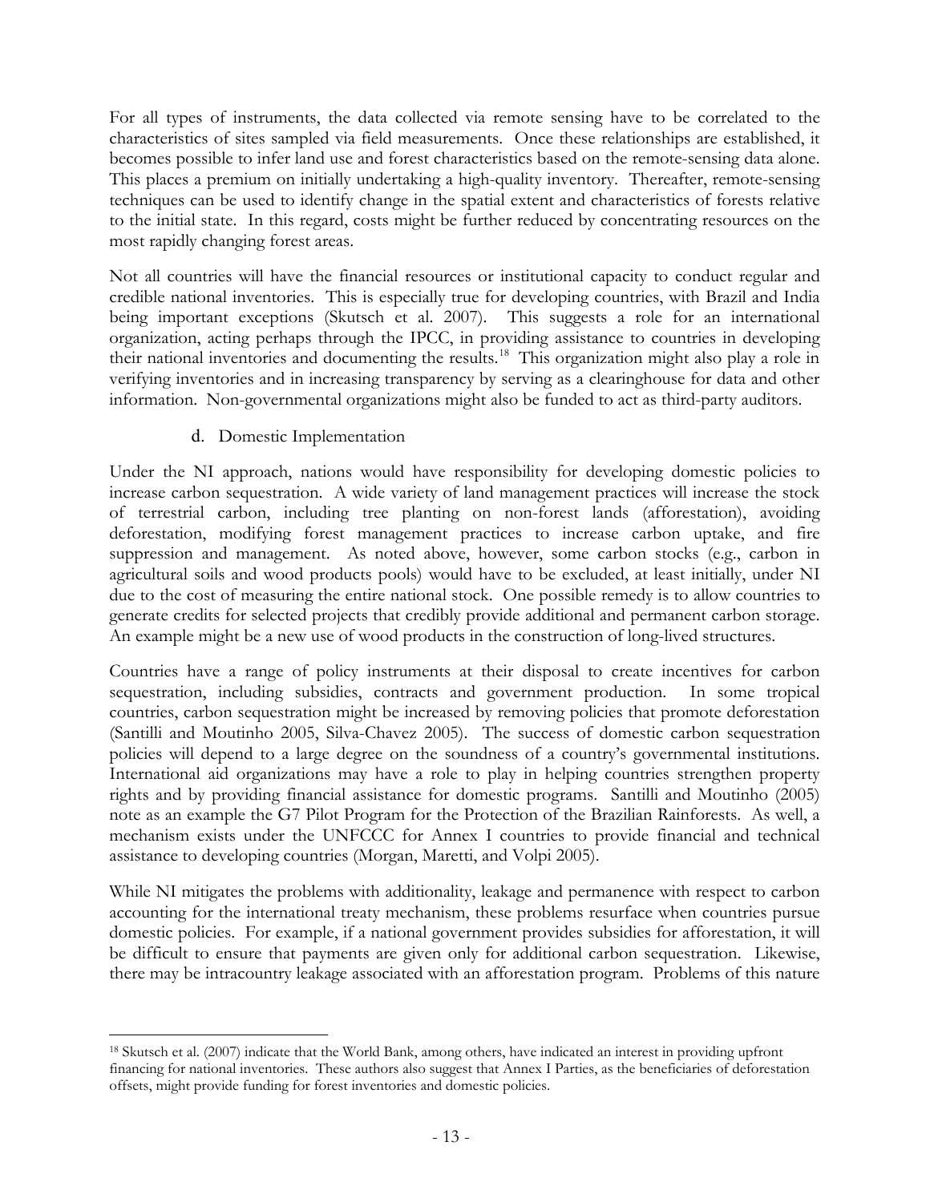For all types of instruments, the data collected via remote sensing have to be correlated to the characteristics of sites sampled via field measurements. Once these relationships are established, it becomes possible to infer land use and forest characteristics based on the remote-sensing data alone. This places a premium on initially undertaking a high-quality inventory. Thereafter, remote-sensing techniques can be used to identify change in the spatial extent and characteristics of forests relative to the initial state. In this regard, costs might be further reduced by concentrating resources on the most rapidly changing forest areas.

Not all countries will have the financial resources or institutional capacity to conduct regular and credible national inventories. This is especially true for developing countries, with Brazil and India being important exceptions (Skutsch et al. 2007). This suggests a role for an international organization, acting perhaps through the IPCC, in providing assistance to countries in developing their national inventories and documenting the results.[18] This organization might also play a role in verifying inventories and in increasing transparency by serving as a clearinghouse for data and other information. Non-governmental organizations might also be funded to act as third-party auditors.

### d. Domestic Implementation

Under the NI approach, nations would have responsibility for developing domestic policies to increase carbon sequestration. A wide variety of land management practices will increase the stock of terrestrial carbon, including tree planting on non-forest lands (afforestation), avoiding deforestation, modifying forest management practices to increase carbon uptake, and fire suppression and management. As noted above, however, some carbon stocks (e.g., carbon in agricultural soils and wood products pools) would have to be excluded, at least initially, under NI due to the cost of measuring the entire national stock. One possible remedy is to allow countries to generate credits for selected projects that credibly provide additional and permanent carbon storage. An example might be a new use of wood products in the construction of long-lived structures.

Countries have a range of policy instruments at their disposal to create incentives for carbon sequestration, including subsidies, contracts and government production. In some tropical countries, carbon sequestration might be increased by removing policies that promote deforestation (Santilli and Moutinho 2005, Silva-Chavez 2005). The success of domestic carbon sequestration policies will depend to a large degree on the soundness of a country's governmental institutions. International aid organizations may have a role to play in helping countries strengthen property rights and by providing financial assistance for domestic programs. Santilli and Moutinho (2005) note as an example the G7 Pilot Program for the Protection of the Brazilian Rainforests. As well, a mechanism exists under the UNFCCC for Annex I countries to provide financial and technical assistance to developing countries (Morgan, Maretti, and Volpi 2005).

While NI mitigates the problems with additionality, leakage and permanence with respect to carbon accounting for the international treaty mechanism, these problems resurface when countries pursue domestic policies. For example, if a national government provides subsidies for afforestation, it will be difficult to ensure that payments are given only for additional carbon sequestration. Likewise, there may be intracountry leakage associated with an afforestation program. Problems of this nature

---

[18] Skutsch et al. (2007) indicate that the World Bank, among others, have indicated an interest in providing upfront financing for national inventories. These authors also suggest that Annex I Parties, as the beneficiaries of deforestation offsets, might provide funding for forest inventories and domestic policies.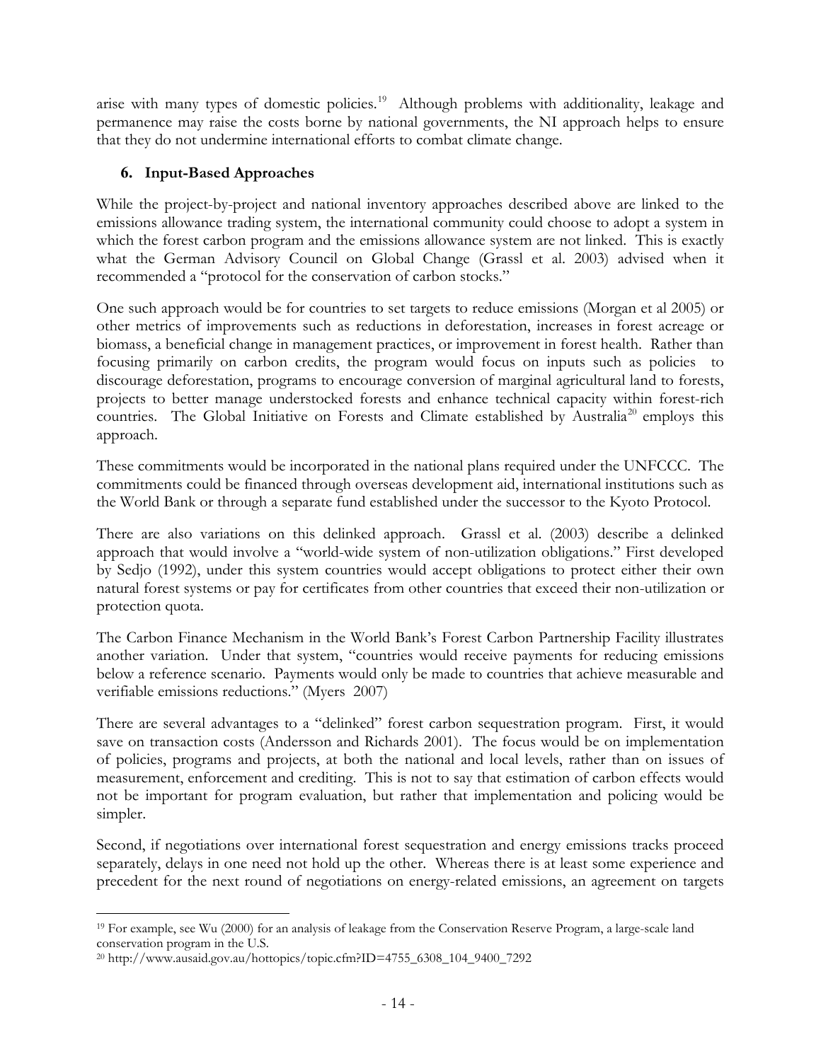arise with many types of domestic policies.[19] Although problems with additionality, leakage and permanence may raise the costs borne by national governments, the NI approach helps to ensure that they do not undermine international efforts to combat climate change.

## 6. Input-Based Approaches

While the project-by-project and national inventory approaches described above are linked to the emissions allowance trading system, the international community could choose to adopt a system in which the forest carbon program and the emissions allowance system are not linked. This is exactly what the German Advisory Council on Global Change (Grassl et al. 2003) advised when it recommended a "protocol for the conservation of carbon stocks."

One such approach would be for countries to set targets to reduce emissions (Morgan et al 2005) or other metrics of improvements such as reductions in deforestation, increases in forest acreage or biomass, a beneficial change in management practices, or improvement in forest health. Rather than focusing primarily on carbon credits, the program would focus on inputs such as policies to discourage deforestation, programs to encourage conversion of marginal agricultural land to forests, projects to better manage understocked forests and enhance technical capacity within forest-rich countries. The Global Initiative on Forests and Climate established by Australia[20] employs this approach.

These commitments would be incorporated in the national plans required under the UNFCCC. The commitments could be financed through overseas development aid, international institutions such as the World Bank or through a separate fund established under the successor to the Kyoto Protocol.

There are also variations on this delinked approach. Grassl et al. (2003) describe a delinked approach that would involve a "world-wide system of non-utilization obligations." First developed by Sedjo (1992), under this system countries would accept obligations to protect either their own natural forest systems or pay for certificates from other countries that exceed their non-utilization or protection quota.

The Carbon Finance Mechanism in the World Bank's Forest Carbon Partnership Facility illustrates another variation. Under that system, "countries would receive payments for reducing emissions below a reference scenario. Payments would only be made to countries that achieve measurable and verifiable emissions reductions." (Myers 2007)

There are several advantages to a "delinked" forest carbon sequestration program. First, it would save on transaction costs (Andersson and Richards 2001). The focus would be on implementation of policies, programs and projects, at both the national and local levels, rather than on issues of measurement, enforcement and crediting. This is not to say that estimation of carbon effects would not be important for program evaluation, but rather that implementation and policing would be simpler.

Second, if negotiations over international forest sequestration and energy emissions tracks proceed separately, delays in one need not hold up the other. Whereas there is at least some experience and precedent for the next round of negotiations on energy-related emissions, an agreement on targets

---

[19] For example, see Wu (2000) for an analysis of leakage from the Conservation Reserve Program, a large-scale land conservation program in the U.S.

[20] http://www.ausaid.gov.au/hottopics/topic.cfm?ID=4755_6308_104_9400_7292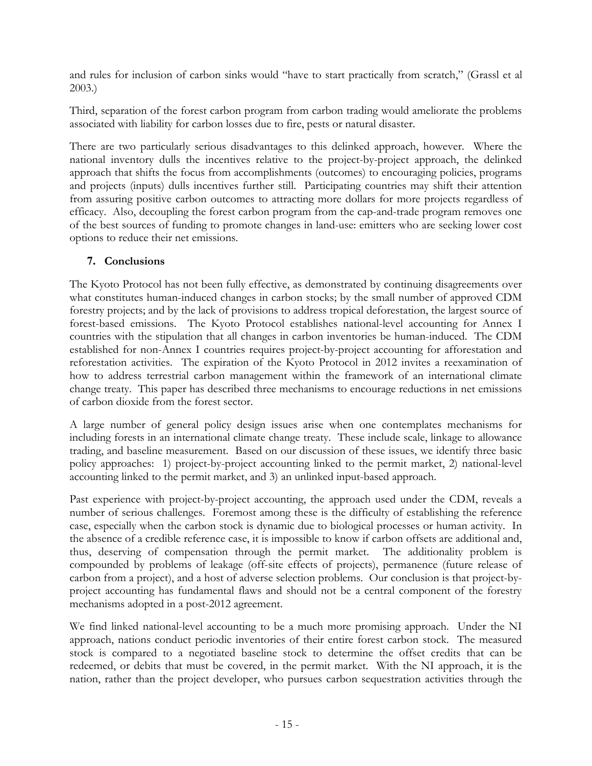and rules for inclusion of carbon sinks would "have to start practically from scratch," (Grassl et al 2003.)

Third, separation of the forest carbon program from carbon trading would ameliorate the problems associated with liability for carbon losses due to fire, pests or natural disaster.

There are two particularly serious disadvantages to this delinked approach, however. Where the national inventory dulls the incentives relative to the project-by-project approach, the delinked approach that shifts the focus from accomplishments (outcomes) to encouraging policies, programs and projects (inputs) dulls incentives further still. Participating countries may shift their attention from assuring positive carbon outcomes to attracting more dollars for more projects regardless of efficacy. Also, decoupling the forest carbon program from the cap-and-trade program removes one of the best sources of funding to promote changes in land-use: emitters who are seeking lower cost options to reduce their net emissions.

## 7. Conclusions

The Kyoto Protocol has not been fully effective, as demonstrated by continuing disagreements over what constitutes human-induced changes in carbon stocks; by the small number of approved CDM forestry projects; and by the lack of provisions to address tropical deforestation, the largest source of forest-based emissions. The Kyoto Protocol establishes national-level accounting for Annex I countries with the stipulation that all changes in carbon inventories be human-induced. The CDM established for non-Annex I countries requires project-by-project accounting for afforestation and reforestation activities. The expiration of the Kyoto Protocol in 2012 invites a reexamination of how to address terrestrial carbon management within the framework of an international climate change treaty. This paper has described three mechanisms to encourage reductions in net emissions of carbon dioxide from the forest sector.

A large number of general policy design issues arise when one contemplates mechanisms for including forests in an international climate change treaty. These include scale, linkage to allowance trading, and baseline measurement. Based on our discussion of these issues, we identify three basic policy approaches: 1) project-by-project accounting linked to the permit market, 2) national-level accounting linked to the permit market, and 3) an unlinked input-based approach.

Past experience with project-by-project accounting, the approach used under the CDM, reveals a number of serious challenges. Foremost among these is the difficulty of establishing the reference case, especially when the carbon stock is dynamic due to biological processes or human activity. In the absence of a credible reference case, it is impossible to know if carbon offsets are additional and, thus, deserving of compensation through the permit market. The additionality problem is compounded by problems of leakage (off-site effects of projects), permanence (future release of carbon from a project), and a host of adverse selection problems. Our conclusion is that project-by-project accounting has fundamental flaws and should not be a central component of the forestry mechanisms adopted in a post-2012 agreement.

We find linked national-level accounting to be a much more promising approach. Under the NI approach, nations conduct periodic inventories of their entire forest carbon stock. The measured stock is compared to a negotiated baseline stock to determine the offset credits that can be redeemed, or debits that must be covered, in the permit market. With the NI approach, it is the nation, rather than the project developer, who pursues carbon sequestration activities through the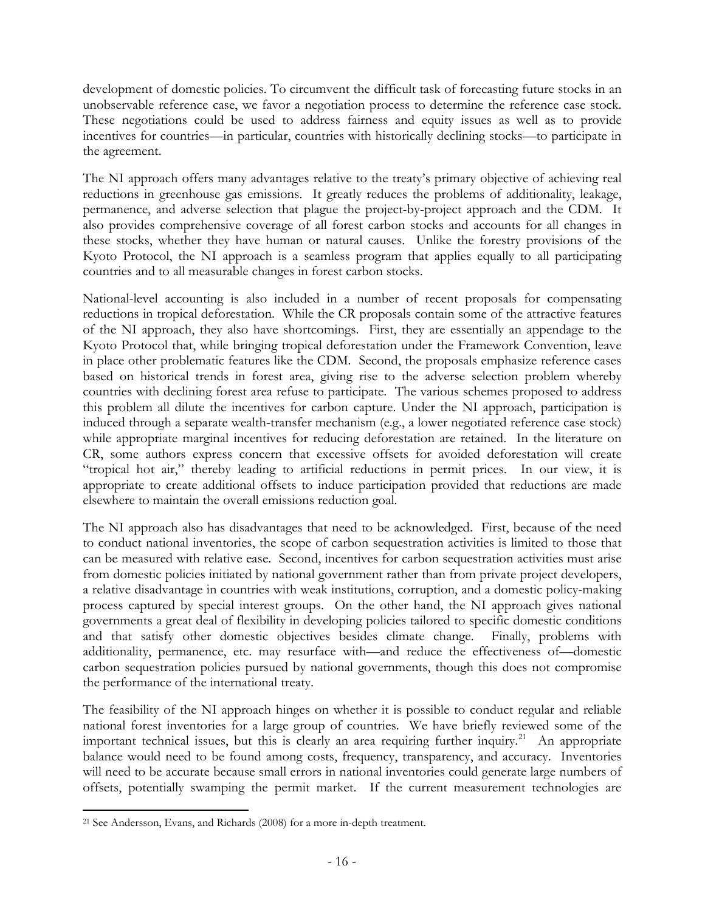development of domestic policies. To circumvent the difficult task of forecasting future stocks in an unobservable reference case, we favor a negotiation process to determine the reference case stock. These negotiations could be used to address fairness and equity issues as well as to provide incentives for countries—in particular, countries with historically declining stocks—to participate in the agreement.

The NI approach offers many advantages relative to the treaty's primary objective of achieving real reductions in greenhouse gas emissions. It greatly reduces the problems of additionality, leakage, permanence, and adverse selection that plague the project-by-project approach and the CDM. It also provides comprehensive coverage of all forest carbon stocks and accounts for all changes in these stocks, whether they have human or natural causes. Unlike the forestry provisions of the Kyoto Protocol, the NI approach is a seamless program that applies equally to all participating countries and to all measurable changes in forest carbon stocks.

National-level accounting is also included in a number of recent proposals for compensating reductions in tropical deforestation. While the CR proposals contain some of the attractive features of the NI approach, they also have shortcomings. First, they are essentially an appendage to the Kyoto Protocol that, while bringing tropical deforestation under the Framework Convention, leave in place other problematic features like the CDM. Second, the proposals emphasize reference cases based on historical trends in forest area, giving rise to the adverse selection problem whereby countries with declining forest area refuse to participate. The various schemes proposed to address this problem all dilute the incentives for carbon capture. Under the NI approach, participation is induced through a separate wealth-transfer mechanism (e.g., a lower negotiated reference case stock) while appropriate marginal incentives for reducing deforestation are retained. In the literature on CR, some authors express concern that excessive offsets for avoided deforestation will create "tropical hot air," thereby leading to artificial reductions in permit prices. In our view, it is appropriate to create additional offsets to induce participation provided that reductions are made elsewhere to maintain the overall emissions reduction goal.

The NI approach also has disadvantages that need to be acknowledged. First, because of the need to conduct national inventories, the scope of carbon sequestration activities is limited to those that can be measured with relative ease. Second, incentives for carbon sequestration activities must arise from domestic policies initiated by national government rather than from private project developers, a relative disadvantage in countries with weak institutions, corruption, and a domestic policy-making process captured by special interest groups. On the other hand, the NI approach gives national governments a great deal of flexibility in developing policies tailored to specific domestic conditions and that satisfy other domestic objectives besides climate change. Finally, problems with additionality, permanence, etc. may resurface with—and reduce the effectiveness of—domestic carbon sequestration policies pursued by national governments, though this does not compromise the performance of the international treaty.

The feasibility of the NI approach hinges on whether it is possible to conduct regular and reliable national forest inventories for a large group of countries. We have briefly reviewed some of the important technical issues, but this is clearly an area requiring further inquiry.[21] An appropriate balance would need to be found among costs, frequency, transparency, and accuracy. Inventories will need to be accurate because small errors in national inventories could generate large numbers of offsets, potentially swamping the permit market. If the current measurement technologies are

[21] See Andersson, Evans, and Richards (2008) for a more in-depth treatment.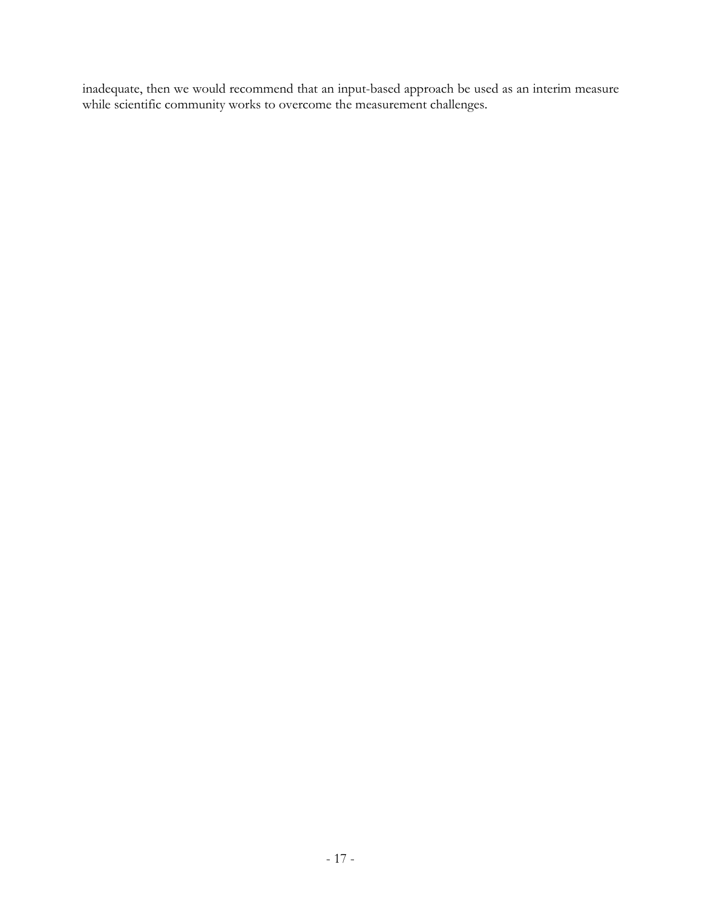inadequate, then we would recommend that an input-based approach be used as an interim measure while scientific community works to overcome the measurement challenges.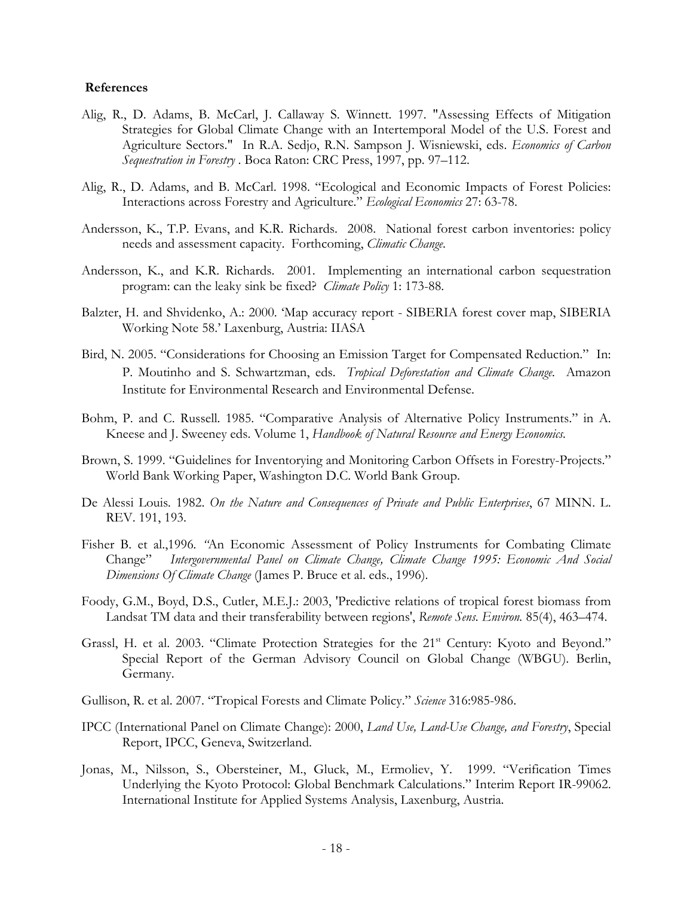**References**

Alig, R., D. Adams, B. McCarl, J. Callaway S. Winnett. 1997. "Assessing Effects of Mitigation Strategies for Global Climate Change with an Intertemporal Model of the U.S. Forest and Agriculture Sectors." In R.A. Sedjo, R.N. Sampson J. Wisniewski, eds. *Economics of Carbon Sequestration in Forestry* . Boca Raton: CRC Press, 1997, pp. 97–112.

Alig, R., D. Adams, and B. McCarl. 1998. "Ecological and Economic Impacts of Forest Policies: Interactions across Forestry and Agriculture." *Ecological Economics* 27: 63-78.

Andersson, K., T.P. Evans, and K.R. Richards. 2008. National forest carbon inventories: policy needs and assessment capacity. Forthcoming, *Climatic Change.*

Andersson, K., and K.R. Richards. 2001. Implementing an international carbon sequestration program: can the leaky sink be fixed? *Climate Policy* 1: 173-88.

Balzter, H. and Shvidenko, A.: 2000. 'Map accuracy report - SIBERIA forest cover map, SIBERIA Working Note 58.' Laxenburg, Austria: IIASA

Bird, N. 2005. "Considerations for Choosing an Emission Target for Compensated Reduction." In: P. Moutinho and S. Schwartzman, eds. *Tropical Deforestation and Climate Change.* Amazon Institute for Environmental Research and Environmental Defense.

Bohm, P. and C. Russell. 1985. "Comparative Analysis of Alternative Policy Instruments." in A. Kneese and J. Sweeney eds. Volume 1, *Handbook of Natural Resource and Energy Economics.*

Brown, S. 1999. "Guidelines for Inventorying and Monitoring Carbon Offsets in Forestry-Projects." World Bank Working Paper, Washington D.C. World Bank Group.

De Alessi Louis. 1982. *On the Nature and Consequences of Private and Public Enterprises*, 67 MINN. L. REV. 191, 193.

Fisher B. et al.,1996. "An Economic Assessment of Policy Instruments for Combating Climate Change" *Intergovernmental Panel on Climate Change, Climate Change 1995: Economic And Social Dimensions Of Climate Change* (James P. Bruce et al. eds., 1996).

Foody, G.M., Boyd, D.S., Cutler, M.E.J.: 2003, 'Predictive relations of tropical forest biomass from Landsat TM data and their transferability between regions', *Remote Sens. Environ.* 85(4), 463–474.

Grassl, H. et al. 2003. "Climate Protection Strategies for the 21st Century: Kyoto and Beyond." Special Report of the German Advisory Council on Global Change (WBGU). Berlin, Germany.

Gullison, R. et al. 2007. "Tropical Forests and Climate Policy." *Science* 316:985-986.

IPCC (International Panel on Climate Change): 2000, *Land Use, Land-Use Change, and Forestry*, Special Report, IPCC, Geneva, Switzerland.

Jonas, M., Nilsson, S., Obersteiner, M., Gluck, M., Ermoliev, Y. 1999. "Verification Times Underlying the Kyoto Protocol: Global Benchmark Calculations." Interim Report IR-99062. International Institute for Applied Systems Analysis, Laxenburg, Austria.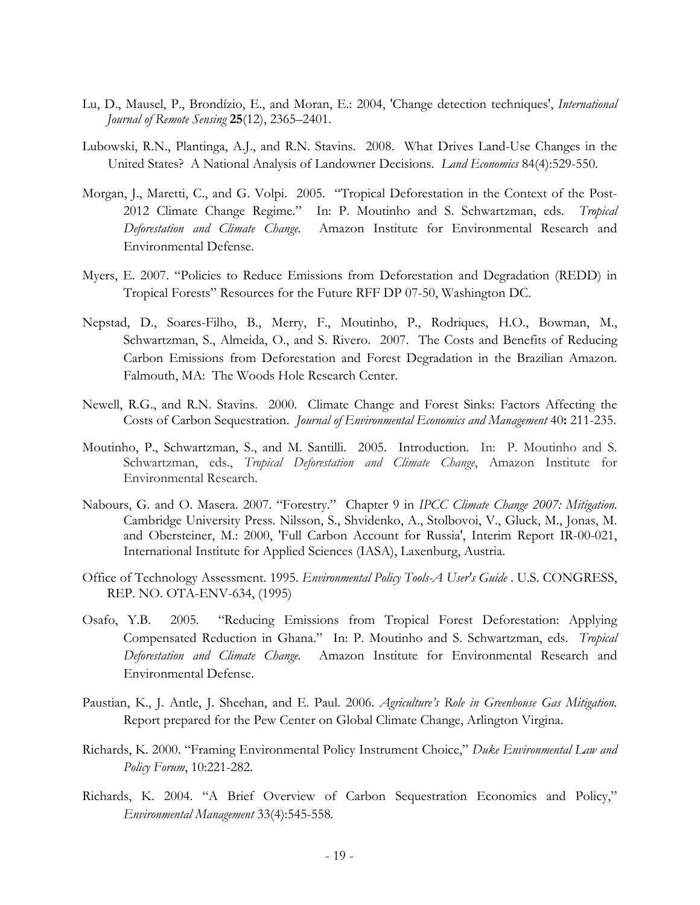Lu, D., Mausel, P., Brondízio, E., and Moran, E.: 2004, 'Change detection techniques', *International Journal of Remote Sensing* **25**(12), 2365–2401.

Lubowski, R.N., Plantinga, A.J., and R.N. Stavins. 2008. What Drives Land-Use Changes in the United States? A National Analysis of Landowner Decisions. *Land Economics* 84(4):529-550.

Morgan, J., Maretti, C., and G. Volpi. 2005. "Tropical Deforestation in the Context of the Post-2012 Climate Change Regime." In: P. Moutinho and S. Schwartzman, eds. *Tropical Deforestation and Climate Change.* Amazon Institute for Environmental Research and Environmental Defense.

Myers, E. 2007. "Policies to Reduce Emissions from Deforestation and Degradation (REDD) in Tropical Forests" Resources for the Future RFF DP 07-50, Washington DC.

Nepstad, D., Soares-Filho, B., Merry, F., Moutinho, P., Rodriques, H.O., Bowman, M., Schwartzman, S., Almeida, O., and S. Rivero. 2007. The Costs and Benefits of Reducing Carbon Emissions from Deforestation and Forest Degradation in the Brazilian Amazon. Falmouth, MA: The Woods Hole Research Center.

Newell, R.G., and R.N. Stavins. 2000. Climate Change and Forest Sinks: Factors Affecting the Costs of Carbon Sequestration. *Journal of Environmental Economics and Management* 40**:** 211-235.

Moutinho, P., Schwartzman, S., and M. Santilli. 2005. Introduction. In: P. Moutinho and S. Schwartzman, eds., *Tropical Deforestation and Climate Change*, Amazon Institute for Environmental Research.

Nabours, G. and O. Masera. 2007. "Forestry." Chapter 9 in *IPCC Climate Change 2007: Mitigation.* Cambridge University Press. Nilsson, S., Shvidenko, A., Stolbovoi, V., Gluck, M., Jonas, M. and Obersteiner, M.: 2000, 'Full Carbon Account for Russia', Interim Report IR-00-021, International Institute for Applied Sciences (IASA), Laxenburg, Austria.

Office of Technology Assessment. 1995. *Environmental Policy Tools-A User's Guide* . U.S. CONGRESS, REP. NO. OTA-ENV-634, (1995)

Osafo, Y.B. 2005. "Reducing Emissions from Tropical Forest Deforestation: Applying Compensated Reduction in Ghana." In: P. Moutinho and S. Schwartzman, eds. *Tropical Deforestation and Climate Change.* Amazon Institute for Environmental Research and Environmental Defense.

Paustian, K., J. Antle, J. Sheehan, and E. Paul. 2006. *Agriculture's Role in Greenhouse Gas Mitigation.* Report prepared for the Pew Center on Global Climate Change, Arlington Virgina.

Richards, K. 2000. "Framing Environmental Policy Instrument Choice," *Duke Environmental Law and Policy Forum*, 10:221-282.

Richards, K. 2004. "A Brief Overview of Carbon Sequestration Economics and Policy," *Environmental Management* 33(4):545-558.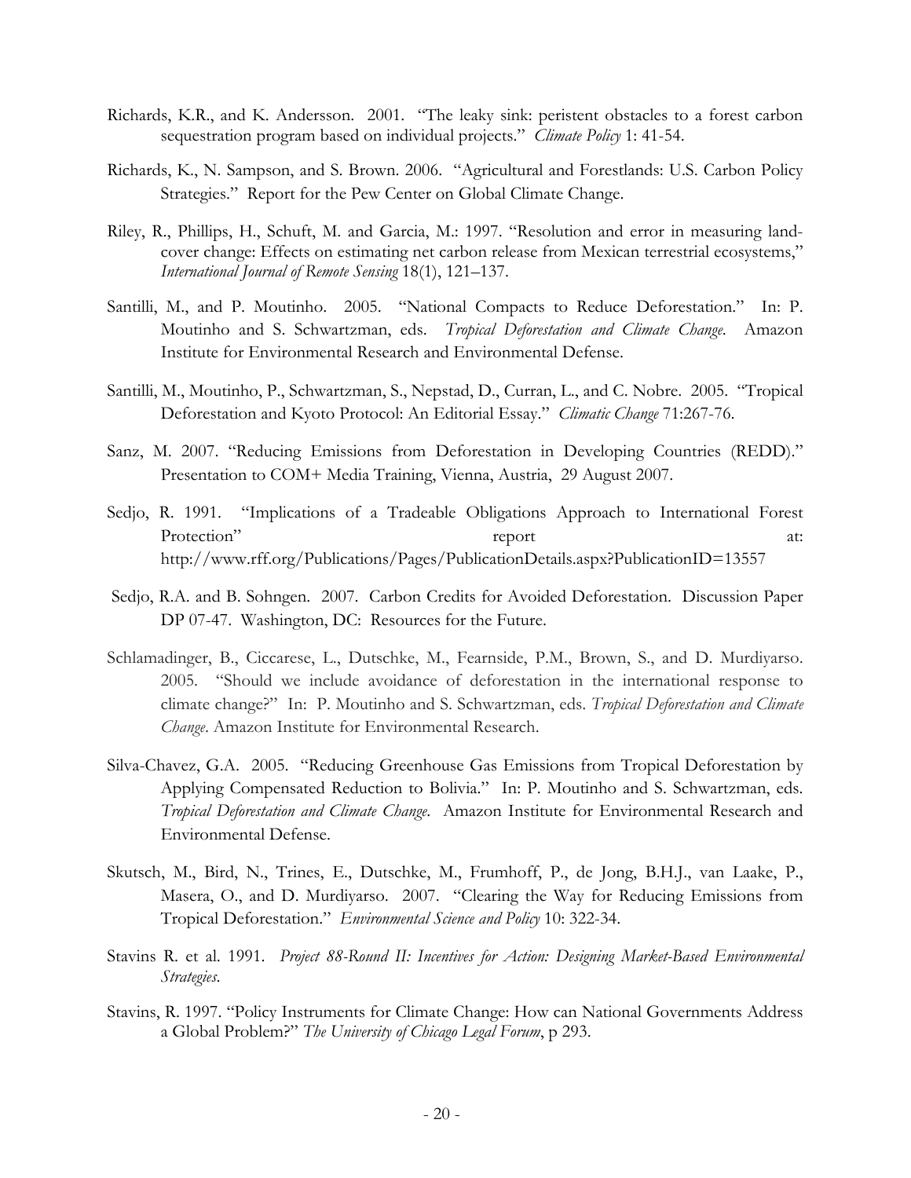Richards, K.R., and K. Andersson. 2001. "The leaky sink: persistent obstacles to a forest carbon sequestration program based on individual projects." *Climate Policy* 1: 41-54.

Richards, K., N. Sampson, and S. Brown. 2006. "Agricultural and Forestlands: U.S. Carbon Policy Strategies." Report for the Pew Center on Global Climate Change.

Riley, R., Phillips, H., Schuft, M. and Garcia, M.: 1997. "Resolution and error in measuring land-cover change: Effects on estimating net carbon release from Mexican terrestrial ecosystems," *International Journal of Remote Sensing* 18(1), 121–137.

Santilli, M., and P. Moutinho. 2005. "National Compacts to Reduce Deforestation." In: P. Moutinho and S. Schwartzman, eds. *Tropical Deforestation and Climate Change*. Amazon Institute for Environmental Research and Environmental Defense.

Santilli, M., Moutinho, P., Schwartzman, S., Nepstad, D., Curran, L., and C. Nobre. 2005. "Tropical Deforestation and Kyoto Protocol: An Editorial Essay." *Climatic Change* 71:267-76.

Sanz, M. 2007. "Reducing Emissions from Deforestation in Developing Countries (REDD)." Presentation to COM+ Media Training, Vienna, Austria, 29 August 2007.

Sedjo, R. 1991. "Implications of a Tradeable Obligations Approach to International Forest Protection" report at: http://www.rff.org/Publications/Pages/PublicationDetails.aspx?PublicationID=13557

Sedjo, R.A. and B. Sohngen. 2007. Carbon Credits for Avoided Deforestation. Discussion Paper DP 07-47. Washington, DC: Resources for the Future.

Schlamadinger, B., Ciccarese, L., Dutschke, M., Fearnside, P.M., Brown, S., and D. Murdiyarso. 2005. "Should we include avoidance of deforestation in the international response to climate change?" In: P. Moutinho and S. Schwartzman, eds. *Tropical Deforestation and Climate Change*. Amazon Institute for Environmental Research.

Silva-Chavez, G.A. 2005. "Reducing Greenhouse Gas Emissions from Tropical Deforestation by Applying Compensated Reduction to Bolivia." In: P. Moutinho and S. Schwartzman, eds. *Tropical Deforestation and Climate Change*. Amazon Institute for Environmental Research and Environmental Defense.

Skutsch, M., Bird, N., Trines, E., Dutschke, M., Frumhoff, P., de Jong, B.H.J., van Laake, P., Masera, O., and D. Murdiyarso. 2007. "Clearing the Way for Reducing Emissions from Tropical Deforestation." *Environmental Science and Policy* 10: 322-34.

Stavins R. et al. 1991. *Project 88-Round II: Incentives for Action: Designing Market-Based Environmental Strategies*.

Stavins, R. 1997. "Policy Instruments for Climate Change: How can National Governments Address a Global Problem?" *The University of Chicago Legal Forum*, p 293.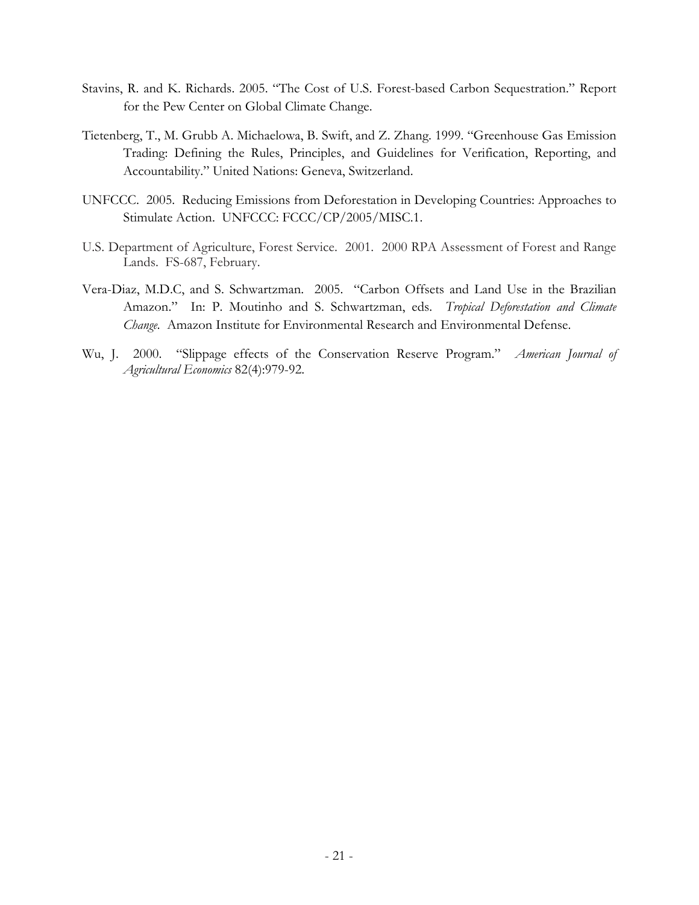Stavins, R. and K. Richards. 2005. "The Cost of U.S. Forest-based Carbon Sequestration." Report for the Pew Center on Global Climate Change.

Tietenberg, T., M. Grubb A. Michaelowa, B. Swift, and Z. Zhang. 1999. "Greenhouse Gas Emission Trading: Defining the Rules, Principles, and Guidelines for Verification, Reporting, and Accountability." United Nations: Geneva, Switzerland.

UNFCCC. 2005. Reducing Emissions from Deforestation in Developing Countries: Approaches to Stimulate Action. UNFCCC: FCCC/CP/2005/MISC.1.

U.S. Department of Agriculture, Forest Service. 2001. 2000 RPA Assessment of Forest and Range Lands. FS-687, February.

Vera-Diaz, M.D.C, and S. Schwartzman. 2005. "Carbon Offsets and Land Use in the Brazilian Amazon." In: P. Moutinho and S. Schwartzman, eds. *Tropical Deforestation and Climate Change*. Amazon Institute for Environmental Research and Environmental Defense.

Wu, J. 2000. "Slippage effects of the Conservation Reserve Program." *American Journal of Agricultural Economics* 82(4):979-92.